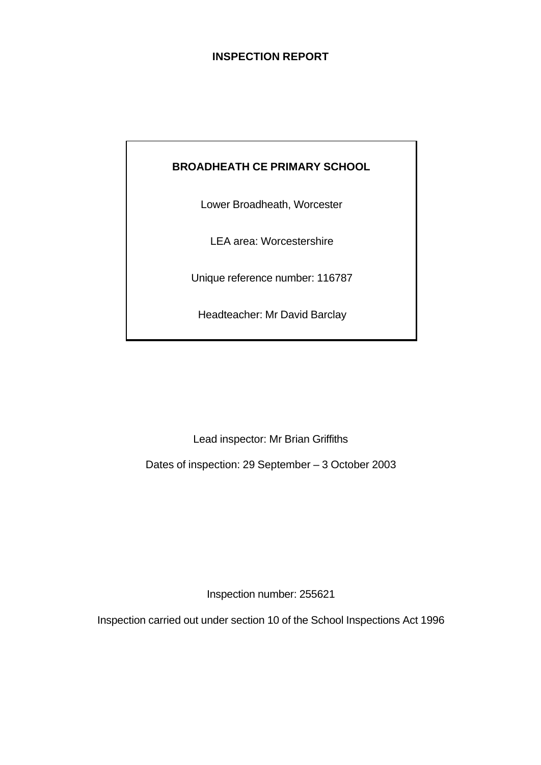# INSPECTION REPORT

**BROADHEATH CE PRIMARY SCHOOL**

Lower Broadheath, Worcester

LEA area: Worcestershire

Unique reference number: 116787

Headteacher: Mr David Barclay

Lead inspector: Mr Brian Griffiths

Dates of inspection: 29 September – 3 October 2003

Inspection number: 255621

Inspection carried out under section 10 of the School Inspections Act 1996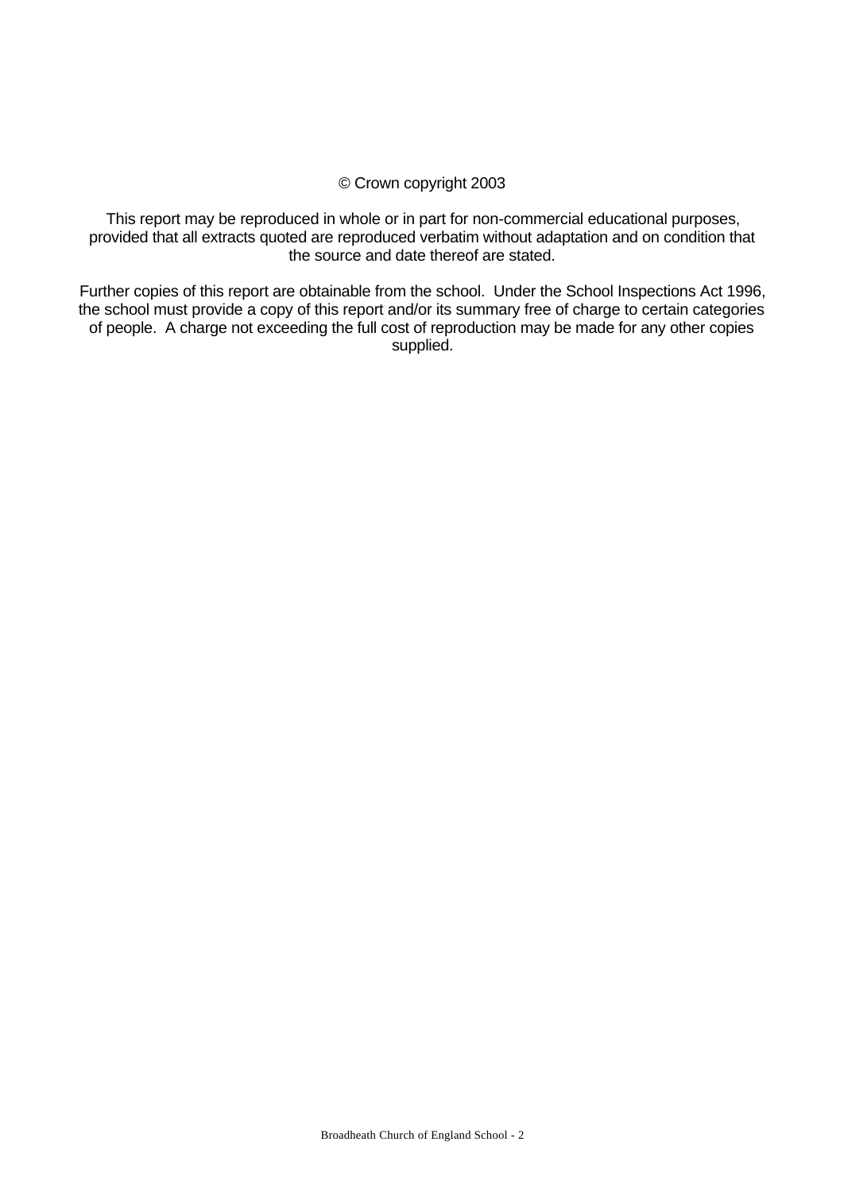© Crown copyright 2003

This report may be reproduced in whole or in part for non-commercial educational purposes, provided that all extracts quoted are reproduced verbatim without adaptation and on condition that the source and date thereof are stated.

Further copies of this report are obtainable from the school. Under the School Inspections Act 1996, the school must provide a copy of this report and/or its summary free of charge to certain categories of people. A charge not exceeding the full cost of reproduction may be made for any other copies supplied.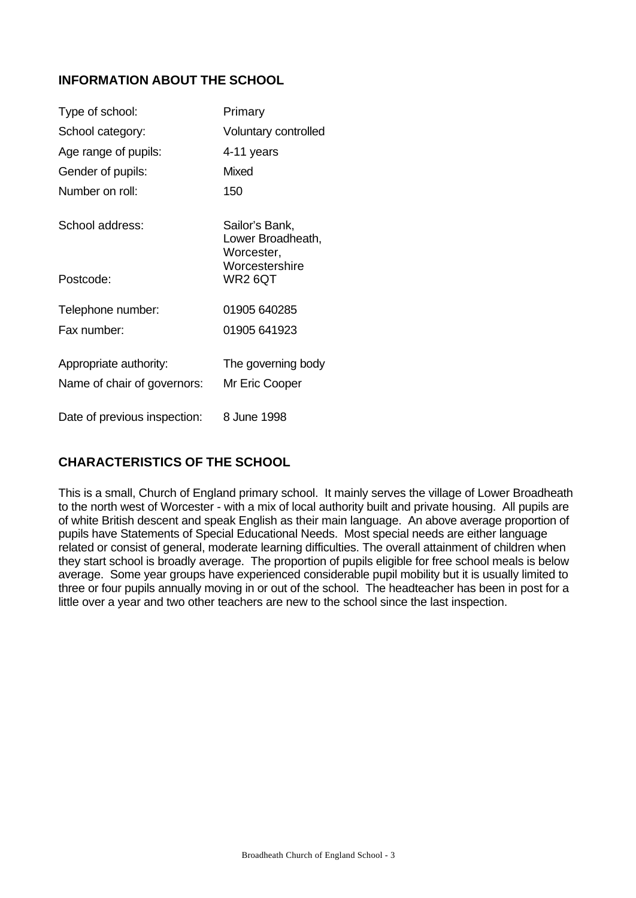## INFORMATION ABOUT THE SCHOOL

| | |
|---|---|
| Type of school: | Primary |
| School category: | Voluntary controlled |
| Age range of pupils: | 4-11 years |
| Gender of pupils: | Mixed |
| Number on roll: | 150 |
| School address: | Sailor's Bank, Lower Broadheath, Worcester, Worcestershire |
| Postcode: | WR2 6QT |
| Telephone number: | 01905 640285 |
| Fax number: | 01905 641923 |
| Appropriate authority: | The governing body |
| Name of chair of governors: | Mr Eric Cooper |
| Date of previous inspection: | 8 June 1998 |

## CHARACTERISTICS OF THE SCHOOL

This is a small, Church of England primary school. It mainly serves the village of Lower Broadheath to the north west of Worcester - with a mix of local authority built and private housing. All pupils are of white British descent and speak English as their main language. An above average proportion of pupils have Statements of Special Educational Needs. Most special needs are either language related or consist of general, moderate learning difficulties. The overall attainment of children when they start school is broadly average. The proportion of pupils eligible for free school meals is below average. Some year groups have experienced considerable pupil mobility but it is usually limited to three or four pupils annually moving in or out of the school. The headteacher has been in post for a little over a year and two other teachers are new to the school since the last inspection.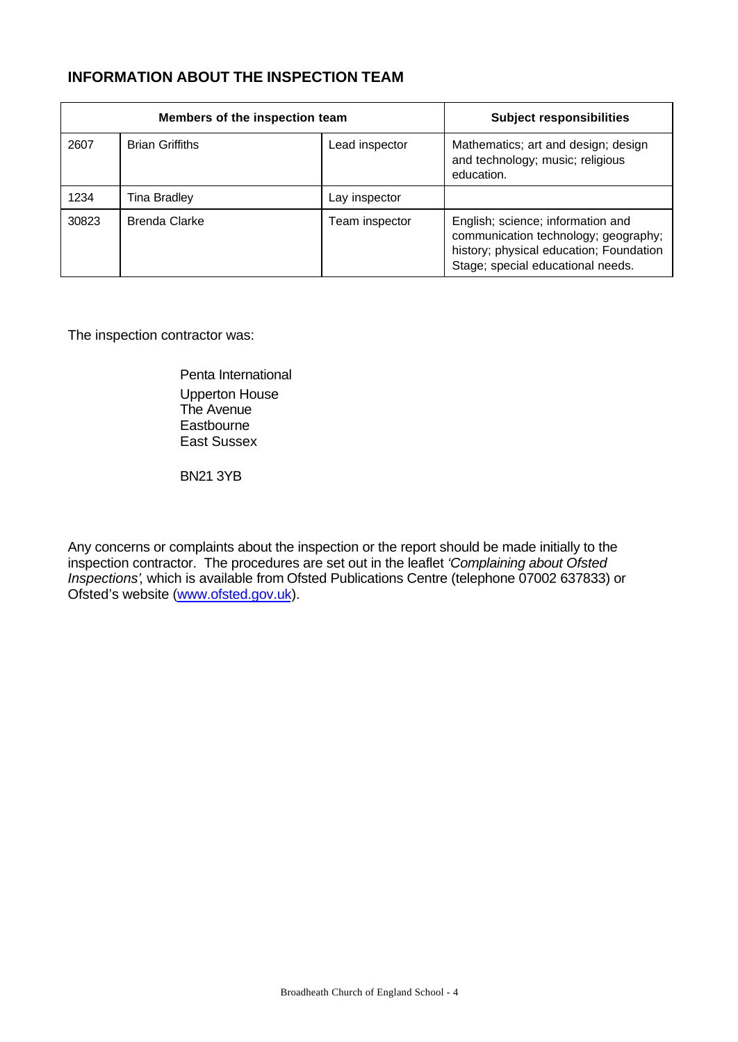## INFORMATION ABOUT THE INSPECTION TEAM

| Members of the inspection team | | | Subject responsibilities |
|---|---|---|---|
| 2607 | Brian Griffiths | Lead inspector | Mathematics; art and design; design and technology; music; religious education. |
| 1234 | Tina Bradley | Lay inspector | |
| 30823 | Brenda Clarke | Team inspector | English; science; information and communication technology; geography; history; physical education; Foundation Stage; special educational needs. |

The inspection contractor was:

Penta International
Upperton House
The Avenue
Eastbourne
East Sussex

BN21 3YB

Any concerns or complaints about the inspection or the report should be made initially to the inspection contractor. The procedures are set out in the leaflet *'Complaining about Ofsted Inspections'*, which is available from Ofsted Publications Centre (telephone 07002 637833) or Ofsted's website (www.ofsted.gov.uk).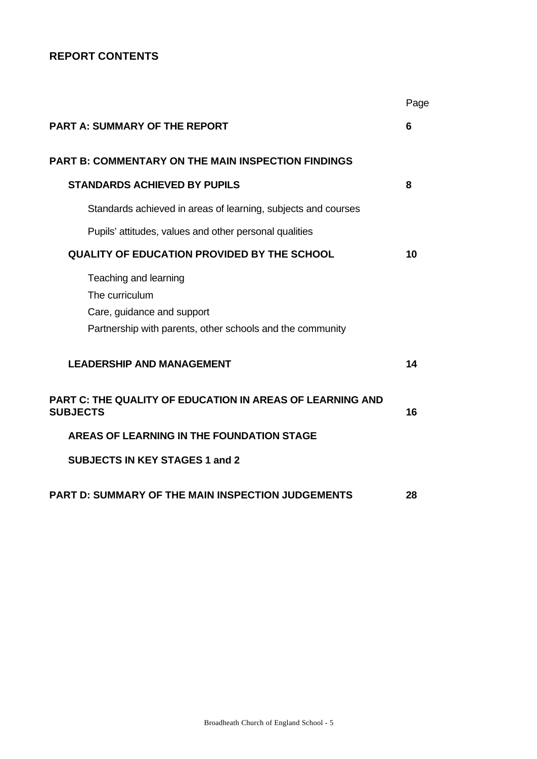## REPORT CONTENTS

| | Page |
|---|---|
| **PART A: SUMMARY OF THE REPORT** | **6** |
| **PART B: COMMENTARY ON THE MAIN INSPECTION FINDINGS** | |
| **STANDARDS ACHIEVED BY PUPILS** | **8** |
| Standards achieved in areas of learning, subjects and courses | |
| Pupils' attitudes, values and other personal qualities | |
| **QUALITY OF EDUCATION PROVIDED BY THE SCHOOL** | **10** |
| Teaching and learning | |
| The curriculum | |
| Care, guidance and support | |
| Partnership with parents, other schools and the community | |
| **LEADERSHIP AND MANAGEMENT** | **14** |
| **PART C: THE QUALITY OF EDUCATION IN AREAS OF LEARNING AND SUBJECTS** | **16** |
| **AREAS OF LEARNING IN THE FOUNDATION STAGE** | |
| **SUBJECTS IN KEY STAGES 1 and 2** | |
| **PART D: SUMMARY OF THE MAIN INSPECTION JUDGEMENTS** | **28** |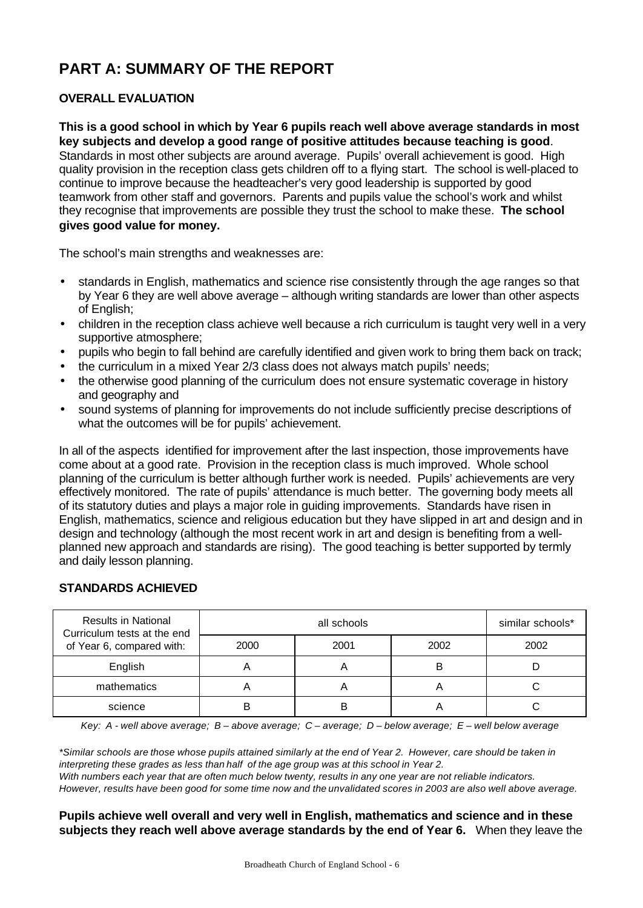# PART A: SUMMARY OF THE REPORT

## OVERALL EVALUATION

**This is a good school in which by Year 6 pupils reach well above average standards in most key subjects and develop a good range of positive attitudes because teaching is good**. Standards in most other subjects are around average. Pupils' overall achievement is good. High quality provision in the reception class gets children off to a flying start. The school is well-placed to continue to improve because the headteacher's very good leadership is supported by good teamwork from other staff and governors. Parents and pupils value the school's work and whilst they recognise that improvements are possible they trust the school to make these. **The school gives good value for money.**

The school's main strengths and weaknesses are:

- standards in English, mathematics and science rise consistently through the age ranges so that by Year 6 they are well above average – although writing standards are lower than other aspects of English;
- children in the reception class achieve well because a rich curriculum is taught very well in a very supportive atmosphere;
- pupils who begin to fall behind are carefully identified and given work to bring them back on track;
- the curriculum in a mixed Year 2/3 class does not always match pupils' needs;
- the otherwise good planning of the curriculum does not ensure systematic coverage in history and geography and
- sound systems of planning for improvements do not include sufficiently precise descriptions of what the outcomes will be for pupils' achievement.

In all of the aspects identified for improvement after the last inspection, those improvements have come about at a good rate. Provision in the reception class is much improved. Whole school planning of the curriculum is better although further work is needed. Pupils' achievements are very effectively monitored. The rate of pupils' attendance is much better. The governing body meets all of its statutory duties and plays a major role in guiding improvements. Standards have risen in English, mathematics, science and religious education but they have slipped in art and design and in design and technology (although the most recent work in art and design is benefiting from a well-planned new approach and standards are rising). The good teaching is better supported by termly and daily lesson planning.

## STANDARDS ACHIEVED

| Results in National Curriculum tests at the end of Year 6, compared with: | all schools | | | similar schools* |
|---|---|---|---|---|
| | 2000 | 2001 | 2002 | 2002 |
| English | A | A | B | D |
| mathematics | A | A | A | C |
| science | B | B | A | C |

*Key: A - well above average; B – above average; C – average; D – below average; E – well below average*

*\*Similar schools are those whose pupils attained similarly at the end of Year 2. However, care should be taken in interpreting these grades as less than half of the age group was at this school in Year 2.*
*With numbers each year that are often much below twenty, results in any one year are not reliable indicators. However, results have been good for some time now and the unvalidated scores in 2003 are also well above average.*

**Pupils achieve well overall and very well in English, mathematics and science and in these subjects they reach well above average standards by the end of Year 6.** When they leave the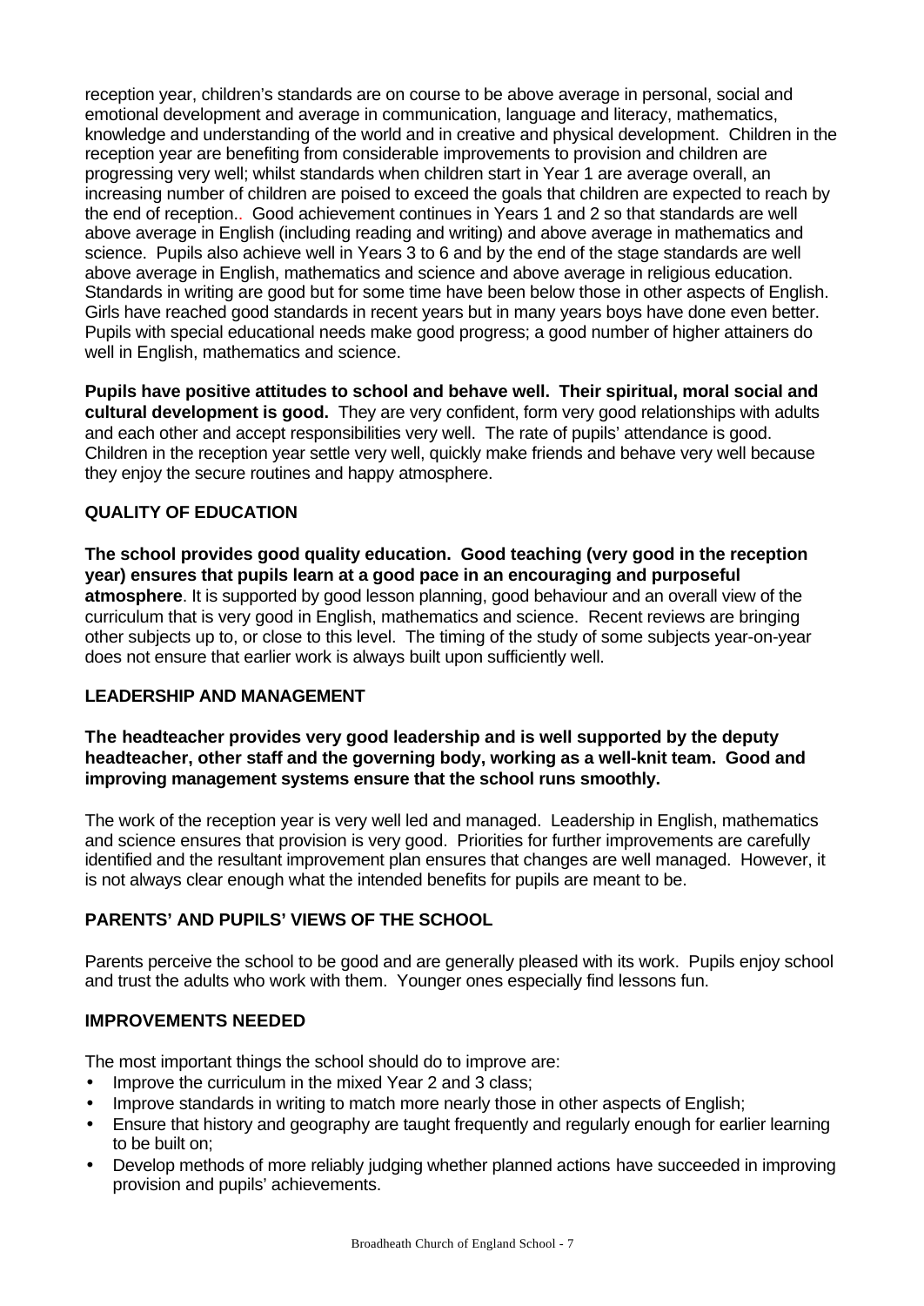reception year, children's standards are on course to be above average in personal, social and emotional development and average in communication, language and literacy, mathematics, knowledge and understanding of the world and in creative and physical development. Children in the reception year are benefiting from considerable improvements to provision and children are progressing very well; whilst standards when children start in Year 1 are average overall, an increasing number of children are poised to exceed the goals that children are expected to reach by the end of reception.. Good achievement continues in Years 1 and 2 so that standards are well above average in English (including reading and writing) and above average in mathematics and science. Pupils also achieve well in Years 3 to 6 and by the end of the stage standards are well above average in English, mathematics and science and above average in religious education. Standards in writing are good but for some time have been below those in other aspects of English. Girls have reached good standards in recent years but in many years boys have done even better. Pupils with special educational needs make good progress; a good number of higher attainers do well in English, mathematics and science.

**Pupils have positive attitudes to school and behave well. Their spiritual, moral social and cultural development is good.** They are very confident, form very good relationships with adults and each other and accept responsibilities very well. The rate of pupils' attendance is good. Children in the reception year settle very well, quickly make friends and behave very well because they enjoy the secure routines and happy atmosphere.

## QUALITY OF EDUCATION

**The school provides good quality education. Good teaching (very good in the reception year) ensures that pupils learn at a good pace in an encouraging and purposeful atmosphere**. It is supported by good lesson planning, good behaviour and an overall view of the curriculum that is very good in English, mathematics and science. Recent reviews are bringing other subjects up to, or close to this level. The timing of the study of some subjects year-on-year does not ensure that earlier work is always built upon sufficiently well.

## LEADERSHIP AND MANAGEMENT

**The headteacher provides very good leadership and is well supported by the deputy headteacher, other staff and the governing body, working as a well-knit team. Good and improving management systems ensure that the school runs smoothly.**

The work of the reception year is very well led and managed. Leadership in English, mathematics and science ensures that provision is very good. Priorities for further improvements are carefully identified and the resultant improvement plan ensures that changes are well managed. However, it is not always clear enough what the intended benefits for pupils are meant to be.

## PARENTS' AND PUPILS' VIEWS OF THE SCHOOL

Parents perceive the school to be good and are generally pleased with its work. Pupils enjoy school and trust the adults who work with them. Younger ones especially find lessons fun.

## IMPROVEMENTS NEEDED

The most important things the school should do to improve are:

- Improve the curriculum in the mixed Year 2 and 3 class;
- Improve standards in writing to match more nearly those in other aspects of English;
- Ensure that history and geography are taught frequently and regularly enough for earlier learning to be built on;
- Develop methods of more reliably judging whether planned actions have succeeded in improving provision and pupils' achievements.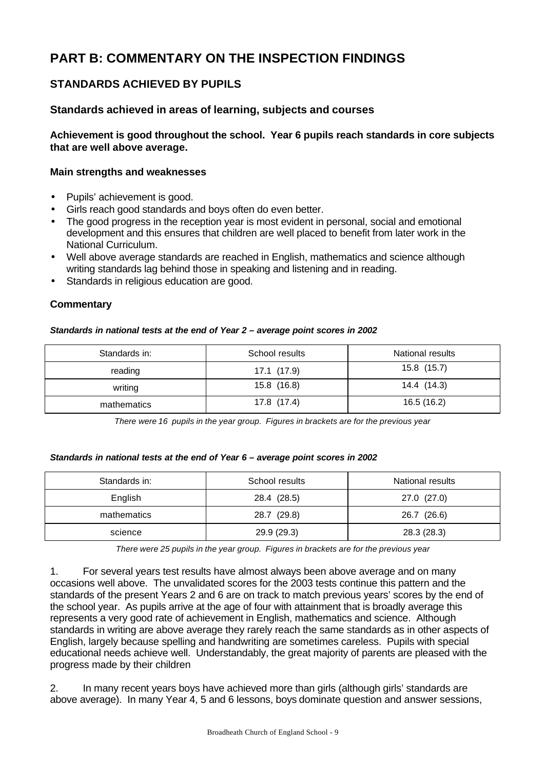# PART B: COMMENTARY ON THE INSPECTION FINDINGS

## STANDARDS ACHIEVED BY PUPILS

### Standards achieved in areas of learning, subjects and courses

**Achievement is good throughout the school. Year 6 pupils reach standards in core subjects that are well above average.**

#### Main strengths and weaknesses

- Pupils' achievement is good.
- Girls reach good standards and boys often do even better.
- The good progress in the reception year is most evident in personal, social and emotional development and this ensures that children are well placed to benefit from later work in the National Curriculum.
- Well above average standards are reached in English, mathematics and science although writing standards lag behind those in speaking and listening and in reading.
- Standards in religious education are good.

#### Commentary

***Standards in national tests at the end of Year 2 – average point scores in 2002***

| Standards in: | School results | National results |
| --- | --- | --- |
| reading | 17.1 (17.9) | 15.8 (15.7) |
| writing | 15.8 (16.8) | 14.4 (14.3) |
| mathematics | 17.8 (17.4) | 16.5 (16.2) |

*There were 16 pupils in the year group. Figures in brackets are for the previous year*

***Standards in national tests at the end of Year 6 – average point scores in 2002***

| Standards in: | School results | National results |
| --- | --- | --- |
| English | 28.4 (28.5) | 27.0 (27.0) |
| mathematics | 28.7 (29.8) | 26.7 (26.6) |
| science | 29.9 (29.3) | 28.3 (28.3) |

*There were 25 pupils in the year group. Figures in brackets are for the previous year*

1. For several years test results have almost always been above average and on many occasions well above. The unvalidated scores for the 2003 tests continue this pattern and the standards of the present Years 2 and 6 are on track to match previous years' scores by the end of the school year. As pupils arrive at the age of four with attainment that is broadly average this represents a very good rate of achievement in English, mathematics and science. Although standards in writing are above average they rarely reach the same standards as in other aspects of English, largely because spelling and handwriting are sometimes careless. Pupils with special educational needs achieve well. Understandably, the great majority of parents are pleased with the progress made by their children

2. In many recent years boys have achieved more than girls (although girls' standards are above average). In many Year 4, 5 and 6 lessons, boys dominate question and answer sessions,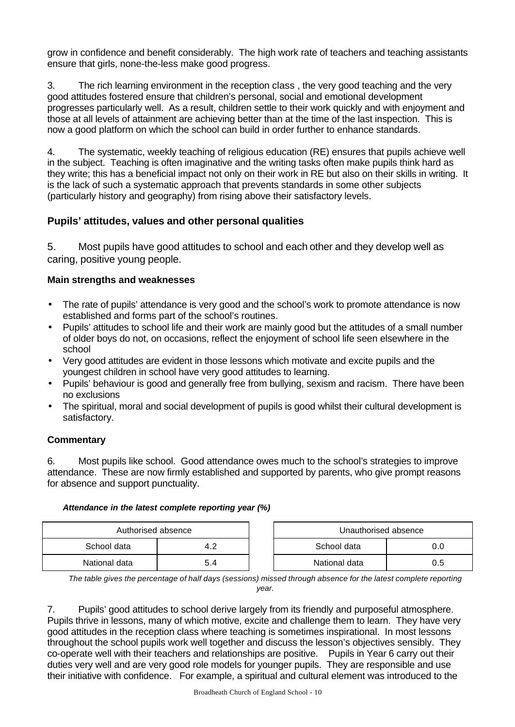grow in confidence and benefit considerably. The high work rate of teachers and teaching assistants ensure that girls, none-the-less make good progress.

3. The rich learning environment in the reception class , the very good teaching and the very good attitudes fostered ensure that children's personal, social and emotional development progresses particularly well. As a result, children settle to their work quickly and with enjoyment and those at all levels of attainment are achieving better than at the time of the last inspection. This is now a good platform on which the school can build in order further to enhance standards.

4. The systematic, weekly teaching of religious education (RE) ensures that pupils achieve well in the subject. Teaching is often imaginative and the writing tasks often make pupils think hard as they write; this has a beneficial impact not only on their work in RE but also on their skills in writing. It is the lack of such a systematic approach that prevents standards in some other subjects (particularly history and geography) from rising above their satisfactory levels.

## Pupils' attitudes, values and other personal qualities

5. Most pupils have good attitudes to school and each other and they develop well as caring, positive young people.

### Main strengths and weaknesses

- The rate of pupils' attendance is very good and the school's work to promote attendance is now established and forms part of the school's routines.
- Pupils' attitudes to school life and their work are mainly good but the attitudes of a small number of older boys do not, on occasions, reflect the enjoyment of school life seen elsewhere in the school
- Very good attitudes are evident in those lessons which motivate and excite pupils and the youngest children in school have very good attitudes to learning.
- Pupils' behaviour is good and generally free from bullying, sexism and racism. There have been no exclusions
- The spiritual, moral and social development of pupils is good whilst their cultural development is satisfactory.

### Commentary

6. Most pupils like school. Good attendance owes much to the school's strategies to improve attendance. These are now firmly established and supported by parents, who give prompt reasons for absence and support punctuality.

***Attendance in the latest complete reporting year (%)***

| Authorised absence | |
|---|---|
| School data | 4.2 |
| National data | 5.4 |

| Unauthorised absence | |
|---|---|
| School data | 0.0 |
| National data | 0.5 |

*The table gives the percentage of half days (sessions) missed through absence for the latest complete reporting year.*

7. Pupils' good attitudes to school derive largely from its friendly and purposeful atmosphere. Pupils thrive in lessons, many of which motive, excite and challenge them to learn. They have very good attitudes in the reception class where teaching is sometimes inspirational. In most lessons throughout the school pupils work well together and discuss the lesson's objectives sensibly. They co-operate well with their teachers and relationships are positive. Pupils in Year 6 carry out their duties very well and are very good role models for younger pupils. They are responsible and use their initiative with confidence. For example, a spiritual and cultural element was introduced to the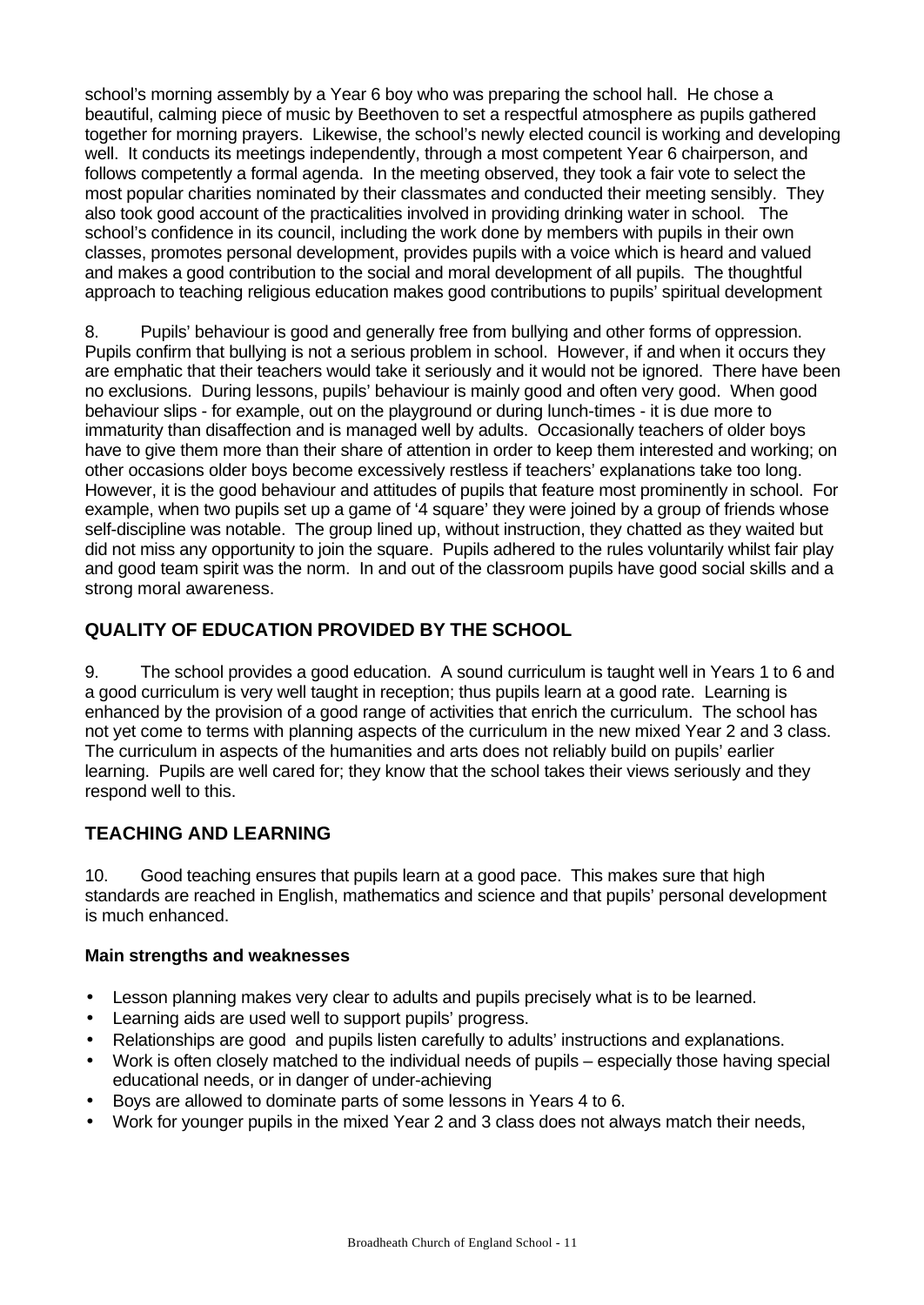school's morning assembly by a Year 6 boy who was preparing the school hall. He chose a beautiful, calming piece of music by Beethoven to set a respectful atmosphere as pupils gathered together for morning prayers. Likewise, the school's newly elected council is working and developing well. It conducts its meetings independently, through a most competent Year 6 chairperson, and follows competently a formal agenda. In the meeting observed, they took a fair vote to select the most popular charities nominated by their classmates and conducted their meeting sensibly. They also took good account of the practicalities involved in providing drinking water in school. The school's confidence in its council, including the work done by members with pupils in their own classes, promotes personal development, provides pupils with a voice which is heard and valued and makes a good contribution to the social and moral development of all pupils. The thoughtful approach to teaching religious education makes good contributions to pupils' spiritual development

8. Pupils' behaviour is good and generally free from bullying and other forms of oppression. Pupils confirm that bullying is not a serious problem in school. However, if and when it occurs they are emphatic that their teachers would take it seriously and it would not be ignored. There have been no exclusions. During lessons, pupils' behaviour is mainly good and often very good. When good behaviour slips - for example, out on the playground or during lunch-times - it is due more to immaturity than disaffection and is managed well by adults. Occasionally teachers of older boys have to give them more than their share of attention in order to keep them interested and working; on other occasions older boys become excessively restless if teachers' explanations take too long. However, it is the good behaviour and attitudes of pupils that feature most prominently in school. For example, when two pupils set up a game of '4 square' they were joined by a group of friends whose self-discipline was notable. The group lined up, without instruction, they chatted as they waited but did not miss any opportunity to join the square. Pupils adhered to the rules voluntarily whilst fair play and good team spirit was the norm. In and out of the classroom pupils have good social skills and a strong moral awareness.

## QUALITY OF EDUCATION PROVIDED BY THE SCHOOL

9. The school provides a good education. A sound curriculum is taught well in Years 1 to 6 and a good curriculum is very well taught in reception; thus pupils learn at a good rate. Learning is enhanced by the provision of a good range of activities that enrich the curriculum. The school has not yet come to terms with planning aspects of the curriculum in the new mixed Year 2 and 3 class. The curriculum in aspects of the humanities and arts does not reliably build on pupils' earlier learning. Pupils are well cared for; they know that the school takes their views seriously and they respond well to this.

## TEACHING AND LEARNING

10. Good teaching ensures that pupils learn at a good pace. This makes sure that high standards are reached in English, mathematics and science and that pupils' personal development is much enhanced.

**Main strengths and weaknesses**

- Lesson planning makes very clear to adults and pupils precisely what is to be learned.
- Learning aids are used well to support pupils' progress.
- Relationships are good and pupils listen carefully to adults' instructions and explanations.
- Work is often closely matched to the individual needs of pupils – especially those having special educational needs, or in danger of under-achieving
- Boys are allowed to dominate parts of some lessons in Years 4 to 6.
- Work for younger pupils in the mixed Year 2 and 3 class does not always match their needs,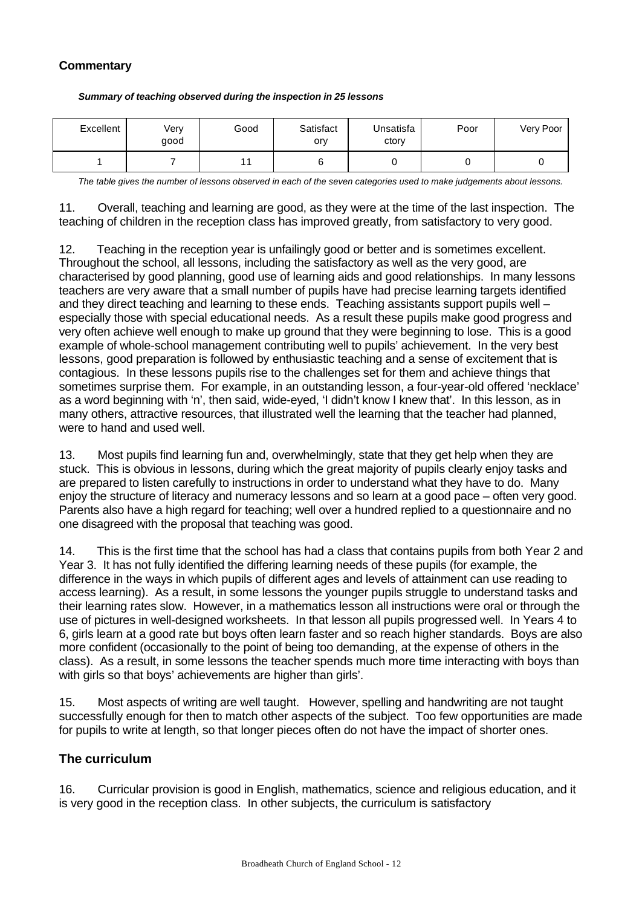## Commentary

***Summary of teaching observed during the inspection in 25 lessons***

| Excellent | Very good | Good | Satisfactory | Unsatisfactory | Poor | Very Poor |
|---|---|---|---|---|---|---|
| 1 | 7 | 11 | 6 | 0 | 0 | 0 |

*The table gives the number of lessons observed in each of the seven categories used to make judgements about lessons.*

11. Overall, teaching and learning are good, as they were at the time of the last inspection. The teaching of children in the reception class has improved greatly, from satisfactory to very good.

12. Teaching in the reception year is unfailingly good or better and is sometimes excellent. Throughout the school, all lessons, including the satisfactory as well as the very good, are characterised by good planning, good use of learning aids and good relationships. In many lessons teachers are very aware that a small number of pupils have had precise learning targets identified and they direct teaching and learning to these ends. Teaching assistants support pupils well – especially those with special educational needs. As a result these pupils make good progress and very often achieve well enough to make up ground that they were beginning to lose. This is a good example of whole-school management contributing well to pupils' achievement. In the very best lessons, good preparation is followed by enthusiastic teaching and a sense of excitement that is contagious. In these lessons pupils rise to the challenges set for them and achieve things that sometimes surprise them. For example, in an outstanding lesson, a four-year-old offered 'necklace' as a word beginning with 'n', then said, wide-eyed, 'I didn't know I knew that'. In this lesson, as in many others, attractive resources, that illustrated well the learning that the teacher had planned, were to hand and used well.

13. Most pupils find learning fun and, overwhelmingly, state that they get help when they are stuck. This is obvious in lessons, during which the great majority of pupils clearly enjoy tasks and are prepared to listen carefully to instructions in order to understand what they have to do. Many enjoy the structure of literacy and numeracy lessons and so learn at a good pace – often very good. Parents also have a high regard for teaching; well over a hundred replied to a questionnaire and no one disagreed with the proposal that teaching was good.

14. This is the first time that the school has had a class that contains pupils from both Year 2 and Year 3. It has not fully identified the differing learning needs of these pupils (for example, the difference in the ways in which pupils of different ages and levels of attainment can use reading to access learning). As a result, in some lessons the younger pupils struggle to understand tasks and their learning rates slow. However, in a mathematics lesson all instructions were oral or through the use of pictures in well-designed worksheets. In that lesson all pupils progressed well. In Years 4 to 6, girls learn at a good rate but boys often learn faster and so reach higher standards. Boys are also more confident (occasionally to the point of being too demanding, at the expense of others in the class). As a result, in some lessons the teacher spends much more time interacting with boys than with girls so that boys' achievements are higher than girls'.

15. Most aspects of writing are well taught. However, spelling and handwriting are not taught successfully enough for then to match other aspects of the subject. Too few opportunities are made for pupils to write at length, so that longer pieces often do not have the impact of shorter ones.

## The curriculum

16. Curricular provision is good in English, mathematics, science and religious education, and it is very good in the reception class. In other subjects, the curriculum is satisfactory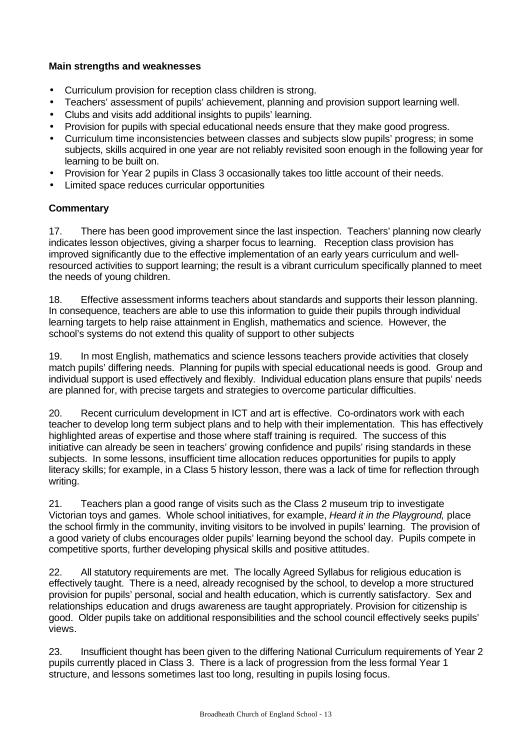**Main strengths and weaknesses**

- Curriculum provision for reception class children is strong.
- Teachers' assessment of pupils' achievement, planning and provision support learning well.
- Clubs and visits add additional insights to pupils' learning.
- Provision for pupils with special educational needs ensure that they make good progress.
- Curriculum time inconsistencies between classes and subjects slow pupils' progress; in some subjects, skills acquired in one year are not reliably revisited soon enough in the following year for learning to be built on.
- Provision for Year 2 pupils in Class 3 occasionally takes too little account of their needs.
- Limited space reduces curricular opportunities

**Commentary**

17. There has been good improvement since the last inspection. Teachers' planning now clearly indicates lesson objectives, giving a sharper focus to learning. Reception class provision has improved significantly due to the effective implementation of an early years curriculum and well-resourced activities to support learning; the result is a vibrant curriculum specifically planned to meet the needs of young children.

18. Effective assessment informs teachers about standards and supports their lesson planning. In consequence, teachers are able to use this information to guide their pupils through individual learning targets to help raise attainment in English, mathematics and science. However, the school's systems do not extend this quality of support to other subjects

19. In most English, mathematics and science lessons teachers provide activities that closely match pupils' differing needs. Planning for pupils with special educational needs is good. Group and individual support is used effectively and flexibly. Individual education plans ensure that pupils' needs are planned for, with precise targets and strategies to overcome particular difficulties.

20. Recent curriculum development in ICT and art is effective. Co-ordinators work with each teacher to develop long term subject plans and to help with their implementation. This has effectively highlighted areas of expertise and those where staff training is required. The success of this initiative can already be seen in teachers' growing confidence and pupils' rising standards in these subjects. In some lessons, insufficient time allocation reduces opportunities for pupils to apply literacy skills; for example, in a Class 5 history lesson, there was a lack of time for reflection through writing.

21. Teachers plan a good range of visits such as the Class 2 museum trip to investigate Victorian toys and games. Whole school initiatives, for example, *Heard it in the Playground,* place the school firmly in the community, inviting visitors to be involved in pupils' learning. The provision of a good variety of clubs encourages older pupils' learning beyond the school day. Pupils compete in competitive sports, further developing physical skills and positive attitudes.

22. All statutory requirements are met. The locally Agreed Syllabus for religious education is effectively taught. There is a need, already recognised by the school, to develop a more structured provision for pupils' personal, social and health education, which is currently satisfactory. Sex and relationships education and drugs awareness are taught appropriately. Provision for citizenship is good. Older pupils take on additional responsibilities and the school council effectively seeks pupils' views.

23. Insufficient thought has been given to the differing National Curriculum requirements of Year 2 pupils currently placed in Class 3. There is a lack of progression from the less formal Year 1 structure, and lessons sometimes last too long, resulting in pupils losing focus.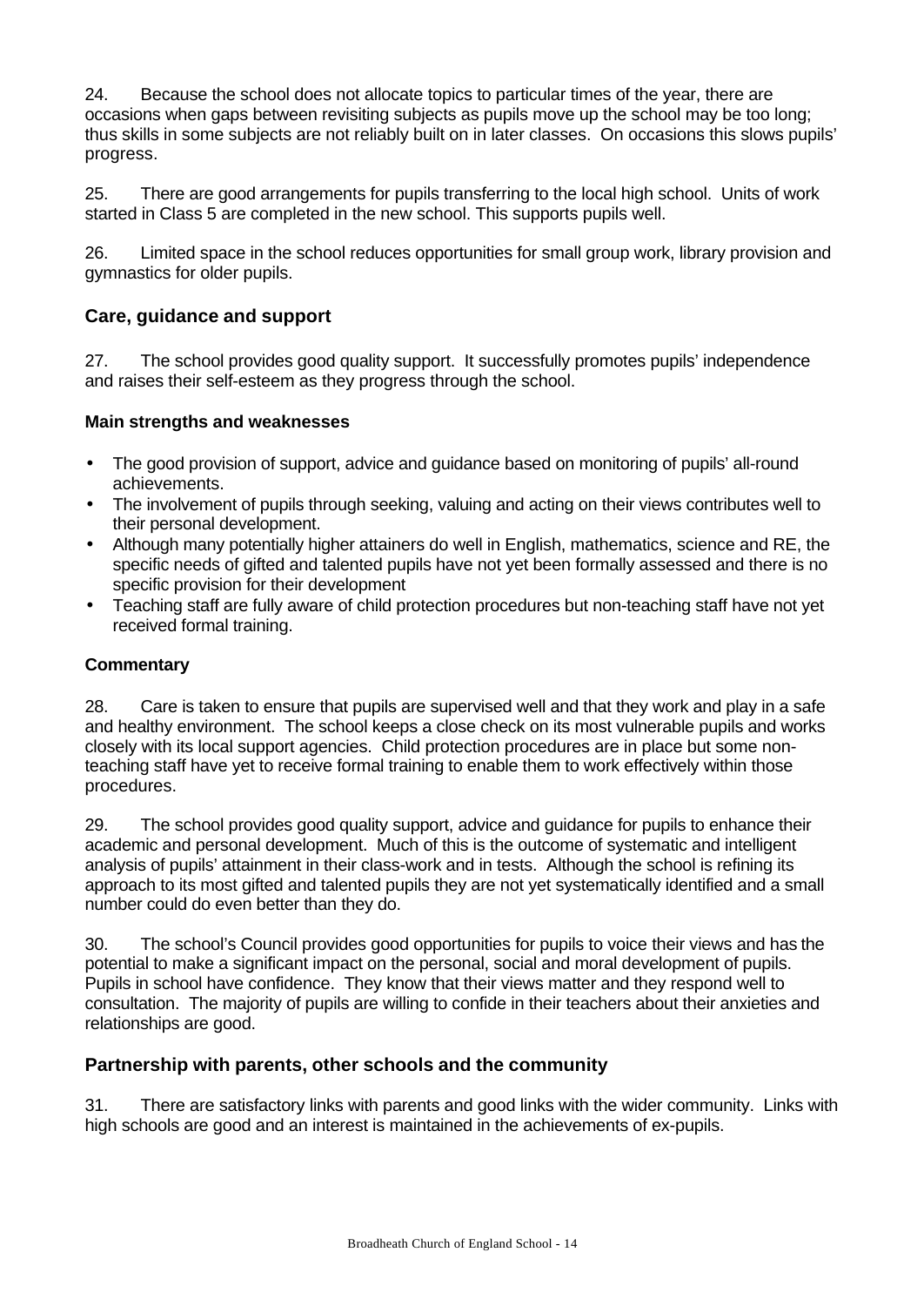24. Because the school does not allocate topics to particular times of the year, there are occasions when gaps between revisiting subjects as pupils move up the school may be too long; thus skills in some subjects are not reliably built on in later classes. On occasions this slows pupils' progress.

25. There are good arrangements for pupils transferring to the local high school. Units of work started in Class 5 are completed in the new school. This supports pupils well.

26. Limited space in the school reduces opportunities for small group work, library provision and gymnastics for older pupils.

## Care, guidance and support

27. The school provides good quality support. It successfully promotes pupils' independence and raises their self-esteem as they progress through the school.

### Main strengths and weaknesses

- The good provision of support, advice and guidance based on monitoring of pupils' all-round achievements.
- The involvement of pupils through seeking, valuing and acting on their views contributes well to their personal development.
- Although many potentially higher attainers do well in English, mathematics, science and RE, the specific needs of gifted and talented pupils have not yet been formally assessed and there is no specific provision for their development
- Teaching staff are fully aware of child protection procedures but non-teaching staff have not yet received formal training.

### Commentary

28. Care is taken to ensure that pupils are supervised well and that they work and play in a safe and healthy environment. The school keeps a close check on its most vulnerable pupils and works closely with its local support agencies. Child protection procedures are in place but some non-teaching staff have yet to receive formal training to enable them to work effectively within those procedures.

29. The school provides good quality support, advice and guidance for pupils to enhance their academic and personal development. Much of this is the outcome of systematic and intelligent analysis of pupils' attainment in their class-work and in tests. Although the school is refining its approach to its most gifted and talented pupils they are not yet systematically identified and a small number could do even better than they do.

30. The school's Council provides good opportunities for pupils to voice their views and has the potential to make a significant impact on the personal, social and moral development of pupils. Pupils in school have confidence. They know that their views matter and they respond well to consultation. The majority of pupils are willing to confide in their teachers about their anxieties and relationships are good.

## Partnership with parents, other schools and the community

31. There are satisfactory links with parents and good links with the wider community. Links with high schools are good and an interest is maintained in the achievements of ex-pupils.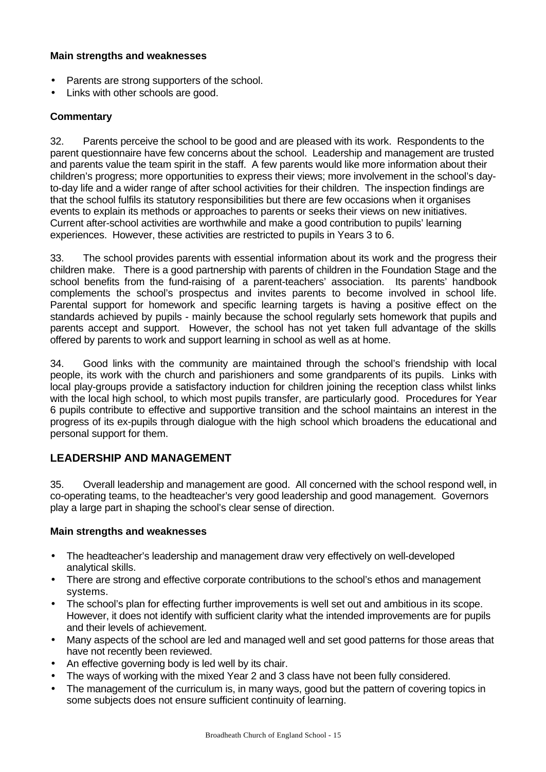**Main strengths and weaknesses**

- Parents are strong supporters of the school.
- Links with other schools are good.

**Commentary**

32. Parents perceive the school to be good and are pleased with its work. Respondents to the parent questionnaire have few concerns about the school. Leadership and management are trusted and parents value the team spirit in the staff. A few parents would like more information about their children's progress; more opportunities to express their views; more involvement in the school's day-to-day life and a wider range of after school activities for their children. The inspection findings are that the school fulfils its statutory responsibilities but there are few occasions when it organises events to explain its methods or approaches to parents or seeks their views on new initiatives. Current after-school activities are worthwhile and make a good contribution to pupils' learning experiences. However, these activities are restricted to pupils in Years 3 to 6.

33. The school provides parents with essential information about its work and the progress their children make. There is a good partnership with parents of children in the Foundation Stage and the school benefits from the fund-raising of a parent-teachers' association. Its parents' handbook complements the school's prospectus and invites parents to become involved in school life. Parental support for homework and specific learning targets is having a positive effect on the standards achieved by pupils - mainly because the school regularly sets homework that pupils and parents accept and support. However, the school has not yet taken full advantage of the skills offered by parents to work and support learning in school as well as at home.

34. Good links with the community are maintained through the school's friendship with local people, its work with the church and parishioners and some grandparents of its pupils. Links with local play-groups provide a satisfactory induction for children joining the reception class whilst links with the local high school, to which most pupils transfer, are particularly good. Procedures for Year 6 pupils contribute to effective and supportive transition and the school maintains an interest in the progress of its ex-pupils through dialogue with the high school which broadens the educational and personal support for them.

## LEADERSHIP AND MANAGEMENT

35. Overall leadership and management are good. All concerned with the school respond well, in co-operating teams, to the headteacher's very good leadership and good management. Governors play a large part in shaping the school's clear sense of direction.

**Main strengths and weaknesses**

- The headteacher's leadership and management draw very effectively on well-developed analytical skills.
- There are strong and effective corporate contributions to the school's ethos and management systems.
- The school's plan for effecting further improvements is well set out and ambitious in its scope. However, it does not identify with sufficient clarity what the intended improvements are for pupils and their levels of achievement.
- Many aspects of the school are led and managed well and set good patterns for those areas that have not recently been reviewed.
- An effective governing body is led well by its chair.
- The ways of working with the mixed Year 2 and 3 class have not been fully considered.
- The management of the curriculum is, in many ways, good but the pattern of covering topics in some subjects does not ensure sufficient continuity of learning.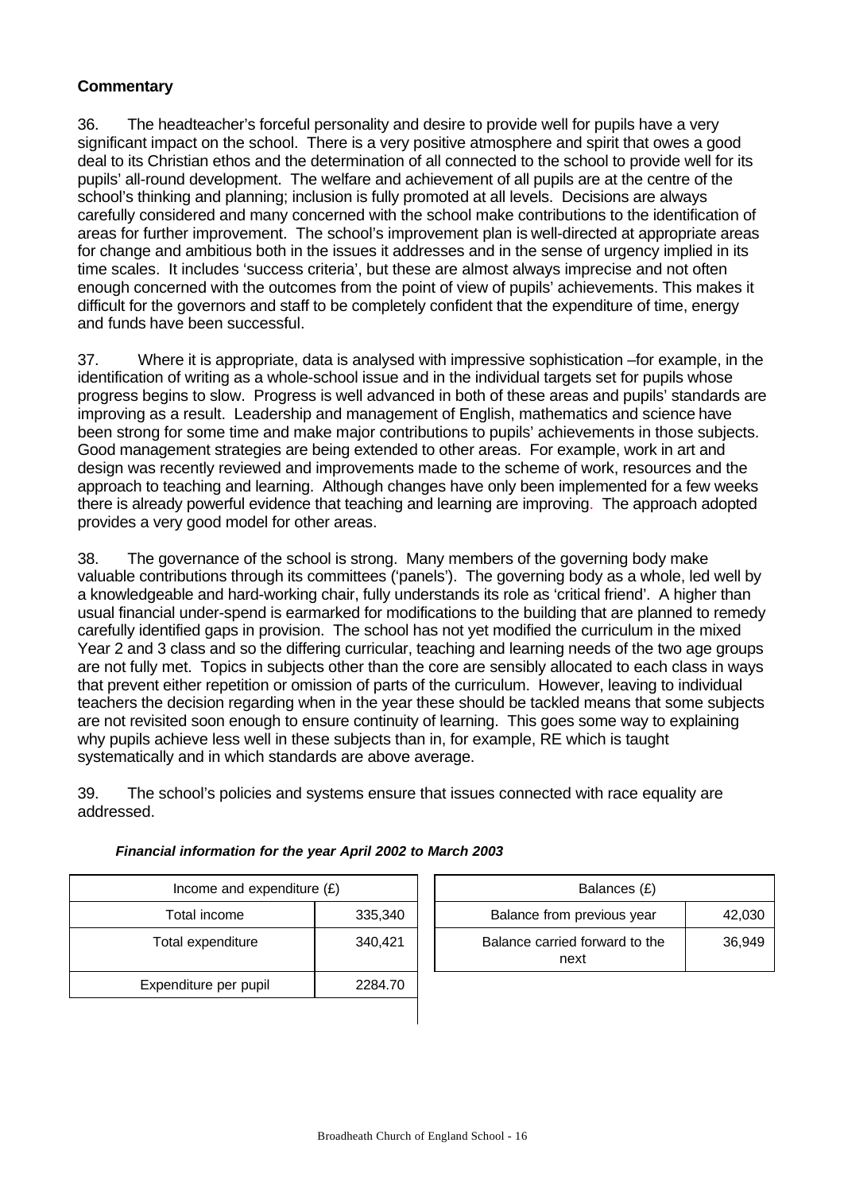**Commentary**

36. The headteacher's forceful personality and desire to provide well for pupils have a very significant impact on the school. There is a very positive atmosphere and spirit that owes a good deal to its Christian ethos and the determination of all connected to the school to provide well for its pupils' all-round development. The welfare and achievement of all pupils are at the centre of the school's thinking and planning; inclusion is fully promoted at all levels. Decisions are always carefully considered and many concerned with the school make contributions to the identification of areas for further improvement. The school's improvement plan is well-directed at appropriate areas for change and ambitious both in the issues it addresses and in the sense of urgency implied in its time scales. It includes 'success criteria', but these are almost always imprecise and not often enough concerned with the outcomes from the point of view of pupils' achievements. This makes it difficult for the governors and staff to be completely confident that the expenditure of time, energy and funds have been successful.

37. Where it is appropriate, data is analysed with impressive sophistication –for example, in the identification of writing as a whole-school issue and in the individual targets set for pupils whose progress begins to slow. Progress is well advanced in both of these areas and pupils' standards are improving as a result. Leadership and management of English, mathematics and science have been strong for some time and make major contributions to pupils' achievements in those subjects. Good management strategies are being extended to other areas. For example, work in art and design was recently reviewed and improvements made to the scheme of work, resources and the approach to teaching and learning. Although changes have only been implemented for a few weeks there is already powerful evidence that teaching and learning are improving. The approach adopted provides a very good model for other areas.

38. The governance of the school is strong. Many members of the governing body make valuable contributions through its committees ('panels'). The governing body as a whole, led well by a knowledgeable and hard-working chair, fully understands its role as 'critical friend'. A higher than usual financial under-spend is earmarked for modifications to the building that are planned to remedy carefully identified gaps in provision. The school has not yet modified the curriculum in the mixed Year 2 and 3 class and so the differing curricular, teaching and learning needs of the two age groups are not fully met. Topics in subjects other than the core are sensibly allocated to each class in ways that prevent either repetition or omission of parts of the curriculum. However, leaving to individual teachers the decision regarding when in the year these should be tackled means that some subjects are not revisited soon enough to ensure continuity of learning. This goes some way to explaining why pupils achieve less well in these subjects than in, for example, RE which is taught systematically and in which standards are above average.

39. The school's policies and systems ensure that issues connected with race equality are addressed.

***Financial information for the year April 2002 to March 2003***

| Income and expenditure (£) | |
|---|---|
| Total income | 335,340 |
| Total expenditure | 340,421 |
| Expenditure per pupil | 2284.70 |

| Balances (£) | |
|---|---|
| Balance from previous year | 42,030 |
| Balance carried forward to the next | 36,949 |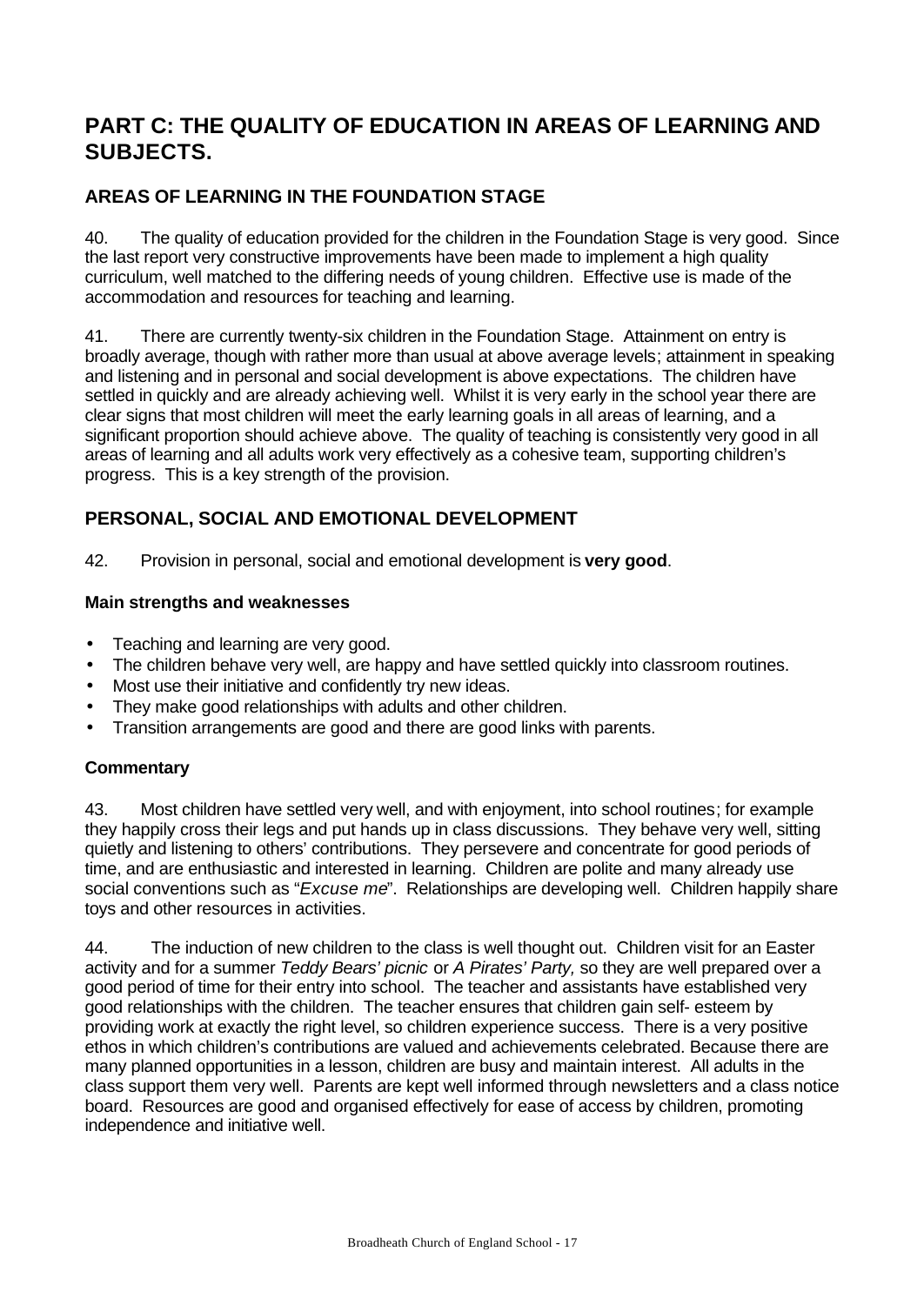# PART C: THE QUALITY OF EDUCATION IN AREAS OF LEARNING AND SUBJECTS.

## AREAS OF LEARNING IN THE FOUNDATION STAGE

40. The quality of education provided for the children in the Foundation Stage is very good. Since the last report very constructive improvements have been made to implement a high quality curriculum, well matched to the differing needs of young children. Effective use is made of the accommodation and resources for teaching and learning.

41. There are currently twenty-six children in the Foundation Stage. Attainment on entry is broadly average, though with rather more than usual at above average levels; attainment in speaking and listening and in personal and social development is above expectations. The children have settled in quickly and are already achieving well. Whilst it is very early in the school year there are clear signs that most children will meet the early learning goals in all areas of learning, and a significant proportion should achieve above. The quality of teaching is consistently very good in all areas of learning and all adults work very effectively as a cohesive team, supporting children's progress. This is a key strength of the provision.

## PERSONAL, SOCIAL AND EMOTIONAL DEVELOPMENT

42. Provision in personal, social and emotional development is **very good**.

### Main strengths and weaknesses

- Teaching and learning are very good.
- The children behave very well, are happy and have settled quickly into classroom routines.
- Most use their initiative and confidently try new ideas.
- They make good relationships with adults and other children.
- Transition arrangements are good and there are good links with parents.

### Commentary

43. Most children have settled very well, and with enjoyment, into school routines; for example they happily cross their legs and put hands up in class discussions. They behave very well, sitting quietly and listening to others' contributions. They persevere and concentrate for good periods of time, and are enthusiastic and interested in learning. Children are polite and many already use social conventions such as "*Excuse me*". Relationships are developing well. Children happily share toys and other resources in activities.

44. The induction of new children to the class is well thought out. Children visit for an Easter activity and for a summer *Teddy Bears' picnic* or *A Pirates' Party,* so they are well prepared over a good period of time for their entry into school. The teacher and assistants have established very good relationships with the children. The teacher ensures that children gain self- esteem by providing work at exactly the right level, so children experience success. There is a very positive ethos in which children's contributions are valued and achievements celebrated. Because there are many planned opportunities in a lesson, children are busy and maintain interest. All adults in the class support them very well. Parents are kept well informed through newsletters and a class notice board. Resources are good and organised effectively for ease of access by children, promoting independence and initiative well.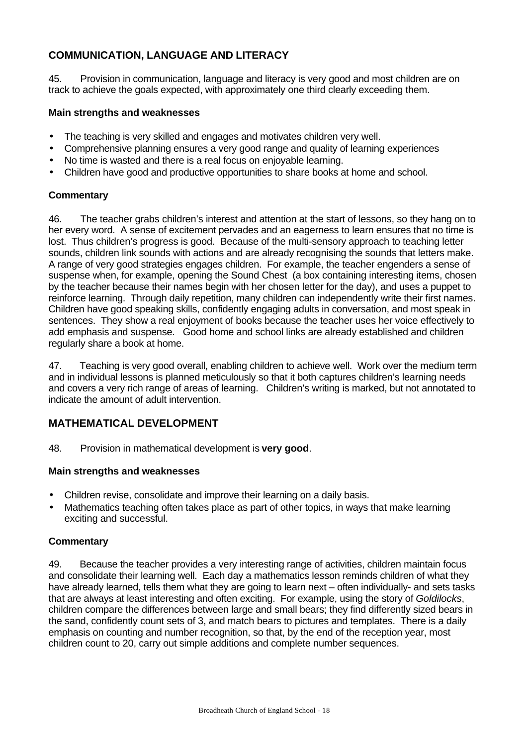## COMMUNICATION, LANGUAGE AND LITERACY

45. Provision in communication, language and literacy is very good and most children are on track to achieve the goals expected, with approximately one third clearly exceeding them.

### Main strengths and weaknesses

- The teaching is very skilled and engages and motivates children very well.
- Comprehensive planning ensures a very good range and quality of learning experiences
- No time is wasted and there is a real focus on enjoyable learning.
- Children have good and productive opportunities to share books at home and school.

### Commentary

46. The teacher grabs children's interest and attention at the start of lessons, so they hang on to her every word. A sense of excitement pervades and an eagerness to learn ensures that no time is lost. Thus children's progress is good. Because of the multi-sensory approach to teaching letter sounds, children link sounds with actions and are already recognising the sounds that letters make. A range of very good strategies engages children. For example, the teacher engenders a sense of suspense when, for example, opening the Sound Chest (a box containing interesting items, chosen by the teacher because their names begin with her chosen letter for the day), and uses a puppet to reinforce learning. Through daily repetition, many children can independently write their first names. Children have good speaking skills, confidently engaging adults in conversation, and most speak in sentences. They show a real enjoyment of books because the teacher uses her voice effectively to add emphasis and suspense. Good home and school links are already established and children regularly share a book at home.

47. Teaching is very good overall, enabling children to achieve well. Work over the medium term and in individual lessons is planned meticulously so that it both captures children's learning needs and covers a very rich range of areas of learning. Children's writing is marked, but not annotated to indicate the amount of adult intervention.

## MATHEMATICAL DEVELOPMENT

48. Provision in mathematical development is **very good**.

### Main strengths and weaknesses

- Children revise, consolidate and improve their learning on a daily basis.
- Mathematics teaching often takes place as part of other topics, in ways that make learning exciting and successful.

### Commentary

49. Because the teacher provides a very interesting range of activities, children maintain focus and consolidate their learning well. Each day a mathematics lesson reminds children of what they have already learned, tells them what they are going to learn next – often individually- and sets tasks that are always at least interesting and often exciting. For example, using the story of *Goldilocks*, children compare the differences between large and small bears; they find differently sized bears in the sand, confidently count sets of 3, and match bears to pictures and templates. There is a daily emphasis on counting and number recognition, so that, by the end of the reception year, most children count to 20, carry out simple additions and complete number sequences.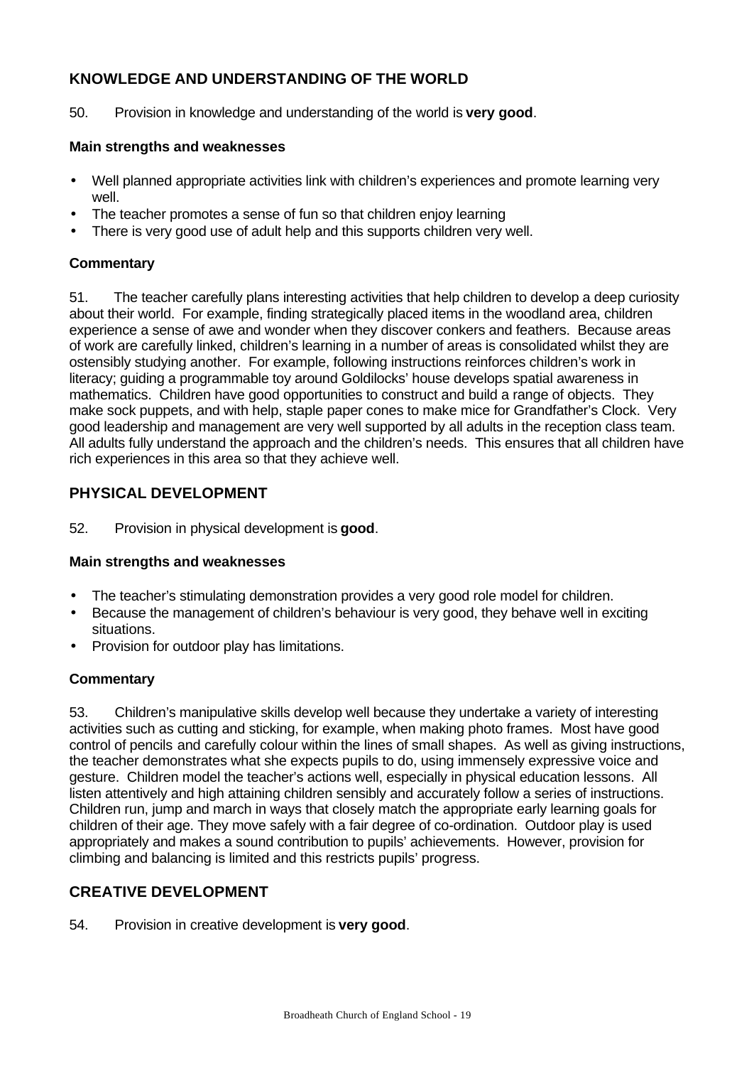## KNOWLEDGE AND UNDERSTANDING OF THE WORLD

50. Provision in knowledge and understanding of the world is **very good**.

### Main strengths and weaknesses

- Well planned appropriate activities link with children's experiences and promote learning very well.
- The teacher promotes a sense of fun so that children enjoy learning
- There is very good use of adult help and this supports children very well.

### Commentary

51. The teacher carefully plans interesting activities that help children to develop a deep curiosity about their world. For example, finding strategically placed items in the woodland area, children experience a sense of awe and wonder when they discover conkers and feathers. Because areas of work are carefully linked, children's learning in a number of areas is consolidated whilst they are ostensibly studying another. For example, following instructions reinforces children's work in literacy; guiding a programmable toy around Goldilocks' house develops spatial awareness in mathematics. Children have good opportunities to construct and build a range of objects. They make sock puppets, and with help, staple paper cones to make mice for Grandfather's Clock. Very good leadership and management are very well supported by all adults in the reception class team. All adults fully understand the approach and the children's needs. This ensures that all children have rich experiences in this area so that they achieve well.

## PHYSICAL DEVELOPMENT

52. Provision in physical development is **good**.

### Main strengths and weaknesses

- The teacher's stimulating demonstration provides a very good role model for children.
- Because the management of children's behaviour is very good, they behave well in exciting situations.
- Provision for outdoor play has limitations.

### Commentary

53. Children's manipulative skills develop well because they undertake a variety of interesting activities such as cutting and sticking, for example, when making photo frames. Most have good control of pencils and carefully colour within the lines of small shapes. As well as giving instructions, the teacher demonstrates what she expects pupils to do, using immensely expressive voice and gesture. Children model the teacher's actions well, especially in physical education lessons. All listen attentively and high attaining children sensibly and accurately follow a series of instructions. Children run, jump and march in ways that closely match the appropriate early learning goals for children of their age. They move safely with a fair degree of co-ordination. Outdoor play is used appropriately and makes a sound contribution to pupils' achievements. However, provision for climbing and balancing is limited and this restricts pupils' progress.

## CREATIVE DEVELOPMENT

54. Provision in creative development is **very good**.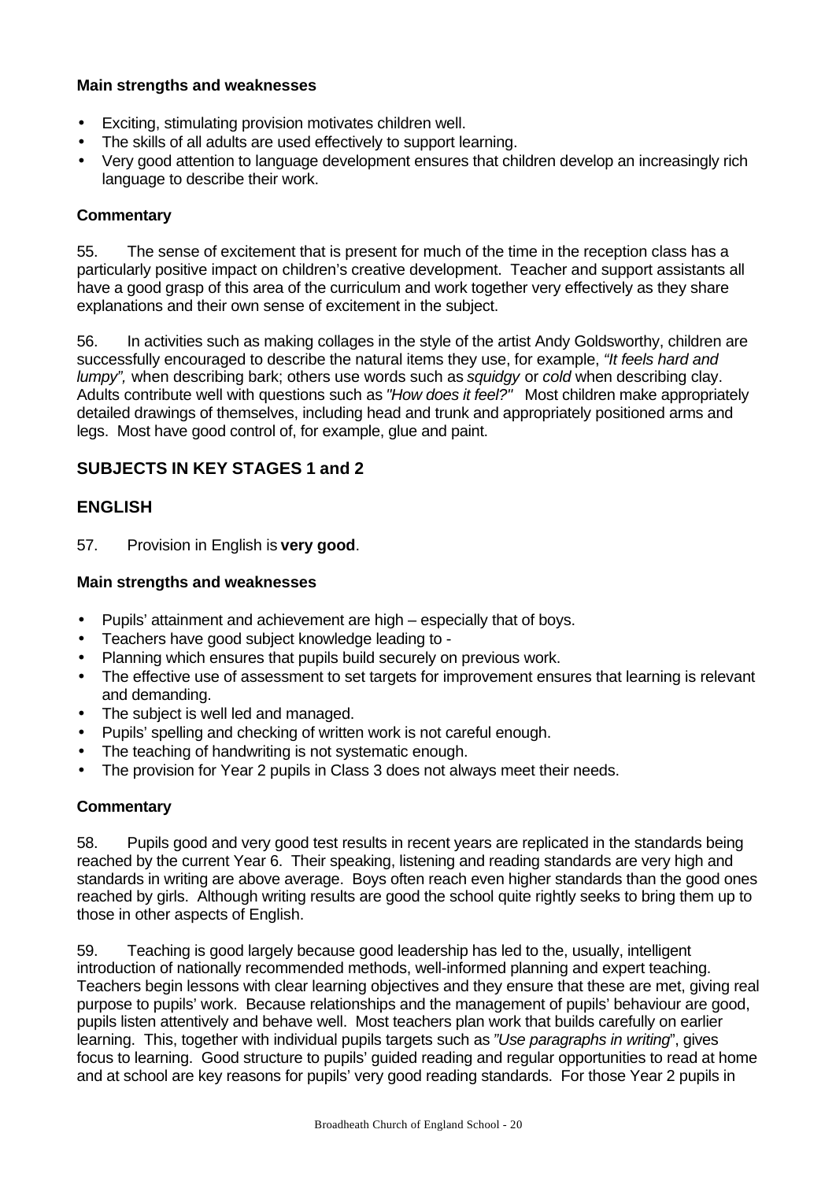**Main strengths and weaknesses**

- Exciting, stimulating provision motivates children well.
- The skills of all adults are used effectively to support learning.
- Very good attention to language development ensures that children develop an increasingly rich language to describe their work.

**Commentary**

55. The sense of excitement that is present for much of the time in the reception class has a particularly positive impact on children's creative development. Teacher and support assistants all have a good grasp of this area of the curriculum and work together very effectively as they share explanations and their own sense of excitement in the subject.

56. In activities such as making collages in the style of the artist Andy Goldsworthy, children are successfully encouraged to describe the natural items they use, for example, *"It feels hard and lumpy",* when describing bark; others use words such as *squidgy* or *cold* when describing clay. Adults contribute well with questions such as *"How does it feel?"* Most children make appropriately detailed drawings of themselves, including head and trunk and appropriately positioned arms and legs. Most have good control of, for example, glue and paint.

## SUBJECTS IN KEY STAGES 1 and 2

## ENGLISH

57. Provision in English is **very good**.

**Main strengths and weaknesses**

- Pupils' attainment and achievement are high – especially that of boys.
- Teachers have good subject knowledge leading to -
- Planning which ensures that pupils build securely on previous work.
- The effective use of assessment to set targets for improvement ensures that learning is relevant and demanding.
- The subject is well led and managed.
- Pupils' spelling and checking of written work is not careful enough.
- The teaching of handwriting is not systematic enough.
- The provision for Year 2 pupils in Class 3 does not always meet their needs.

**Commentary**

58. Pupils good and very good test results in recent years are replicated in the standards being reached by the current Year 6. Their speaking, listening and reading standards are very high and standards in writing are above average. Boys often reach even higher standards than the good ones reached by girls. Although writing results are good the school quite rightly seeks to bring them up to those in other aspects of English.

59. Teaching is good largely because good leadership has led to the, usually, intelligent introduction of nationally recommended methods, well-informed planning and expert teaching. Teachers begin lessons with clear learning objectives and they ensure that these are met, giving real purpose to pupils' work. Because relationships and the management of pupils' behaviour are good, pupils listen attentively and behave well. Most teachers plan work that builds carefully on earlier learning. This, together with individual pupils targets such as *"Use paragraphs in writing*", gives focus to learning. Good structure to pupils' guided reading and regular opportunities to read at home and at school are key reasons for pupils' very good reading standards. For those Year 2 pupils in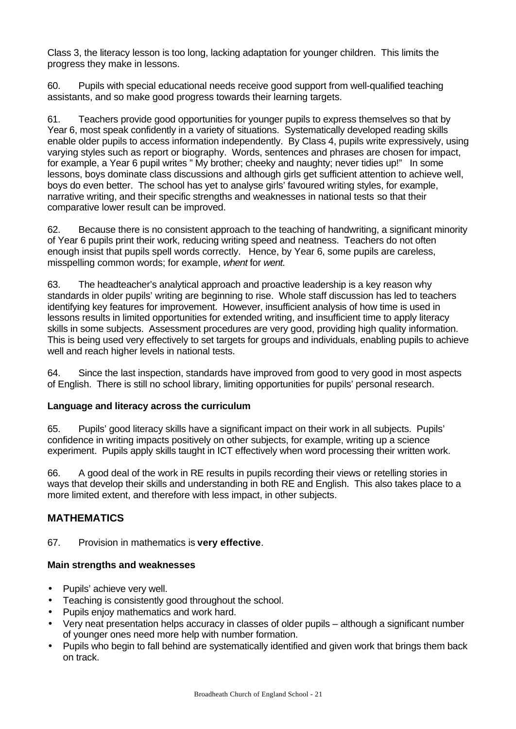Class 3, the literacy lesson is too long, lacking adaptation for younger children. This limits the progress they make in lessons.

60. Pupils with special educational needs receive good support from well-qualified teaching assistants, and so make good progress towards their learning targets.

61. Teachers provide good opportunities for younger pupils to express themselves so that by Year 6, most speak confidently in a variety of situations. Systematically developed reading skills enable older pupils to access information independently. By Class 4, pupils write expressively, using varying styles such as report or biography. Words, sentences and phrases are chosen for impact, for example, a Year 6 pupil writes " My brother; cheeky and naughty; never tidies up!" In some lessons, boys dominate class discussions and although girls get sufficient attention to achieve well, boys do even better. The school has yet to analyse girls' favoured writing styles, for example, narrative writing, and their specific strengths and weaknesses in national tests so that their comparative lower result can be improved.

62. Because there is no consistent approach to the teaching of handwriting, a significant minority of Year 6 pupils print their work, reducing writing speed and neatness. Teachers do not often enough insist that pupils spell words correctly. Hence, by Year 6, some pupils are careless, misspelling common words; for example, *whent* for *went.*

63. The headteacher's analytical approach and proactive leadership is a key reason why standards in older pupils' writing are beginning to rise. Whole staff discussion has led to teachers identifying key features for improvement. However, insufficient analysis of how time is used in lessons results in limited opportunities for extended writing, and insufficient time to apply literacy skills in some subjects. Assessment procedures are very good, providing high quality information. This is being used very effectively to set targets for groups and individuals, enabling pupils to achieve well and reach higher levels in national tests.

64. Since the last inspection, standards have improved from good to very good in most aspects of English. There is still no school library, limiting opportunities for pupils' personal research.

**Language and literacy across the curriculum**

65. Pupils' good literacy skills have a significant impact on their work in all subjects. Pupils' confidence in writing impacts positively on other subjects, for example, writing up a science experiment. Pupils apply skills taught in ICT effectively when word processing their written work.

66. A good deal of the work in RE results in pupils recording their views or retelling stories in ways that develop their skills and understanding in both RE and English. This also takes place to a more limited extent, and therefore with less impact, in other subjects.

## MATHEMATICS

67. Provision in mathematics is **very effective**.

**Main strengths and weaknesses**

- Pupils' achieve very well.
- Teaching is consistently good throughout the school.
- Pupils enjoy mathematics and work hard.
- Very neat presentation helps accuracy in classes of older pupils – although a significant number of younger ones need more help with number formation.
- Pupils who begin to fall behind are systematically identified and given work that brings them back on track.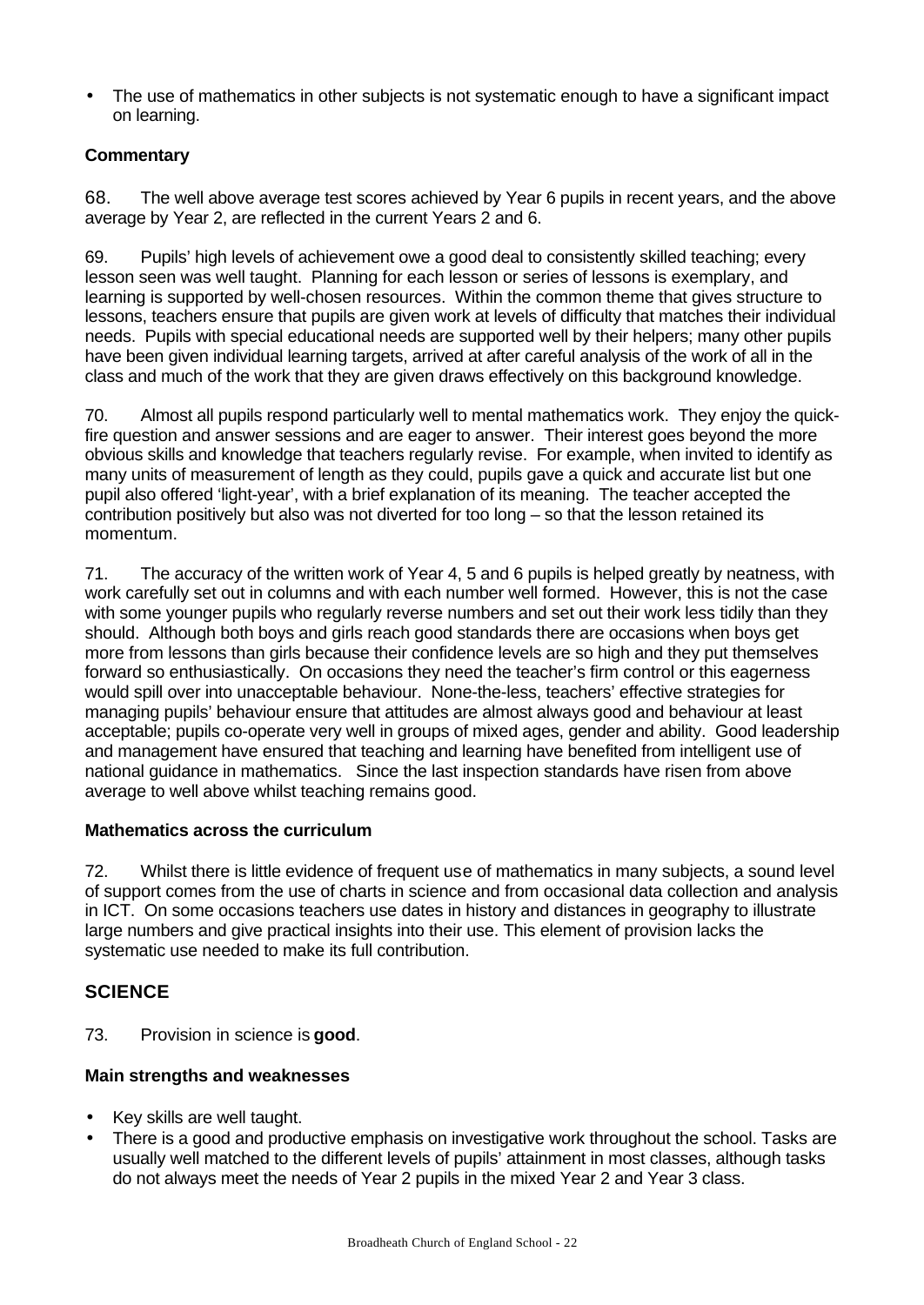- The use of mathematics in other subjects is not systematic enough to have a significant impact on learning.

**Commentary**

68. The well above average test scores achieved by Year 6 pupils in recent years, and the above average by Year 2, are reflected in the current Years 2 and 6.

69. Pupils' high levels of achievement owe a good deal to consistently skilled teaching; every lesson seen was well taught. Planning for each lesson or series of lessons is exemplary, and learning is supported by well-chosen resources. Within the common theme that gives structure to lessons, teachers ensure that pupils are given work at levels of difficulty that matches their individual needs. Pupils with special educational needs are supported well by their helpers; many other pupils have been given individual learning targets, arrived at after careful analysis of the work of all in the class and much of the work that they are given draws effectively on this background knowledge.

70. Almost all pupils respond particularly well to mental mathematics work. They enjoy the quick-fire question and answer sessions and are eager to answer. Their interest goes beyond the more obvious skills and knowledge that teachers regularly revise. For example, when invited to identify as many units of measurement of length as they could, pupils gave a quick and accurate list but one pupil also offered 'light-year', with a brief explanation of its meaning. The teacher accepted the contribution positively but also was not diverted for too long – so that the lesson retained its momentum.

71. The accuracy of the written work of Year 4, 5 and 6 pupils is helped greatly by neatness, with work carefully set out in columns and with each number well formed. However, this is not the case with some younger pupils who regularly reverse numbers and set out their work less tidily than they should. Although both boys and girls reach good standards there are occasions when boys get more from lessons than girls because their confidence levels are so high and they put themselves forward so enthusiastically. On occasions they need the teacher's firm control or this eagerness would spill over into unacceptable behaviour. None-the-less, teachers' effective strategies for managing pupils' behaviour ensure that attitudes are almost always good and behaviour at least acceptable; pupils co-operate very well in groups of mixed ages, gender and ability. Good leadership and management have ensured that teaching and learning have benefited from intelligent use of national guidance in mathematics. Since the last inspection standards have risen from above average to well above whilst teaching remains good.

**Mathematics across the curriculum**

72. Whilst there is little evidence of frequent use of mathematics in many subjects, a sound level of support comes from the use of charts in science and from occasional data collection and analysis in ICT. On some occasions teachers use dates in history and distances in geography to illustrate large numbers and give practical insights into their use. This element of provision lacks the systematic use needed to make its full contribution.

## SCIENCE

73. Provision in science is **good**.

**Main strengths and weaknesses**

- Key skills are well taught.
- There is a good and productive emphasis on investigative work throughout the school. Tasks are usually well matched to the different levels of pupils' attainment in most classes, although tasks do not always meet the needs of Year 2 pupils in the mixed Year 2 and Year 3 class.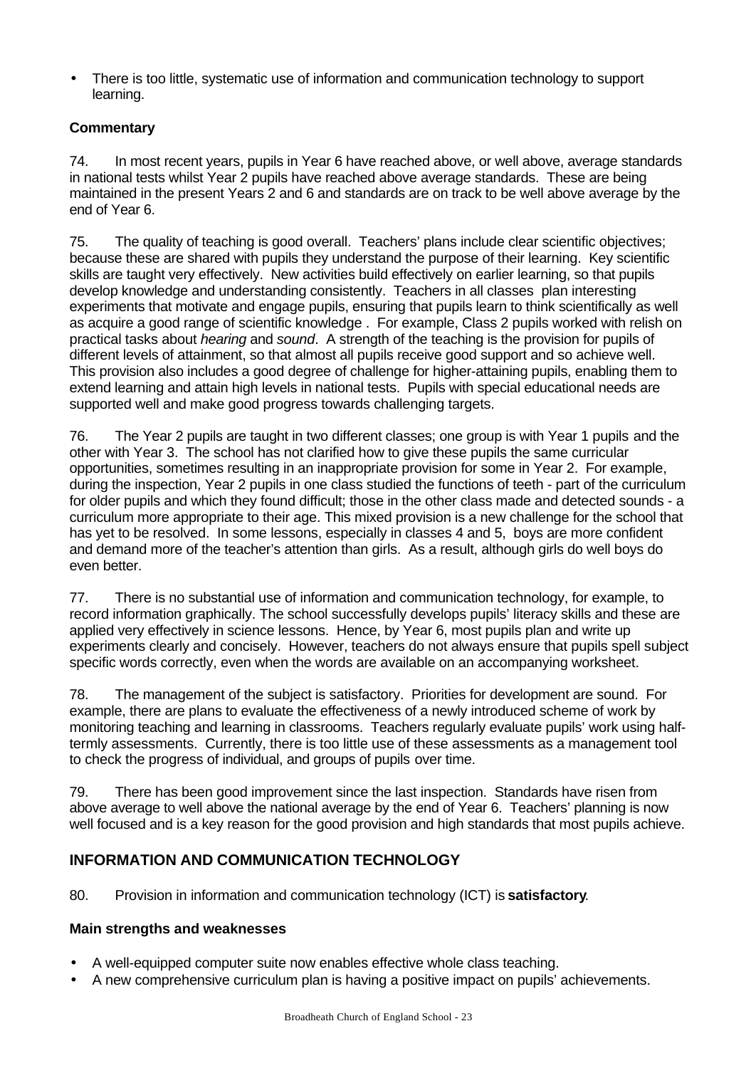- There is too little, systematic use of information and communication technology to support learning.

**Commentary**

74. In most recent years, pupils in Year 6 have reached above, or well above, average standards in national tests whilst Year 2 pupils have reached above average standards. These are being maintained in the present Years 2 and 6 and standards are on track to be well above average by the end of Year 6.

75. The quality of teaching is good overall. Teachers' plans include clear scientific objectives; because these are shared with pupils they understand the purpose of their learning. Key scientific skills are taught very effectively. New activities build effectively on earlier learning, so that pupils develop knowledge and understanding consistently. Teachers in all classes plan interesting experiments that motivate and engage pupils, ensuring that pupils learn to think scientifically as well as acquire a good range of scientific knowledge . For example, Class 2 pupils worked with relish on practical tasks about *hearing* and *sound*. A strength of the teaching is the provision for pupils of different levels of attainment, so that almost all pupils receive good support and so achieve well. This provision also includes a good degree of challenge for higher-attaining pupils, enabling them to extend learning and attain high levels in national tests. Pupils with special educational needs are supported well and make good progress towards challenging targets.

76. The Year 2 pupils are taught in two different classes; one group is with Year 1 pupils and the other with Year 3. The school has not clarified how to give these pupils the same curricular opportunities, sometimes resulting in an inappropriate provision for some in Year 2. For example, during the inspection, Year 2 pupils in one class studied the functions of teeth - part of the curriculum for older pupils and which they found difficult; those in the other class made and detected sounds - a curriculum more appropriate to their age. This mixed provision is a new challenge for the school that has yet to be resolved. In some lessons, especially in classes 4 and 5, boys are more confident and demand more of the teacher's attention than girls. As a result, although girls do well boys do even better.

77. There is no substantial use of information and communication technology, for example, to record information graphically. The school successfully develops pupils' literacy skills and these are applied very effectively in science lessons. Hence, by Year 6, most pupils plan and write up experiments clearly and concisely. However, teachers do not always ensure that pupils spell subject specific words correctly, even when the words are available on an accompanying worksheet.

78. The management of the subject is satisfactory. Priorities for development are sound. For example, there are plans to evaluate the effectiveness of a newly introduced scheme of work by monitoring teaching and learning in classrooms. Teachers regularly evaluate pupils' work using half-termly assessments. Currently, there is too little use of these assessments as a management tool to check the progress of individual, and groups of pupils over time.

79. There has been good improvement since the last inspection. Standards have risen from above average to well above the national average by the end of Year 6. Teachers' planning is now well focused and is a key reason for the good provision and high standards that most pupils achieve.

## INFORMATION AND COMMUNICATION TECHNOLOGY

80. Provision in information and communication technology (ICT) is **satisfactory**.

**Main strengths and weaknesses**

- A well-equipped computer suite now enables effective whole class teaching.
- A new comprehensive curriculum plan is having a positive impact on pupils' achievements.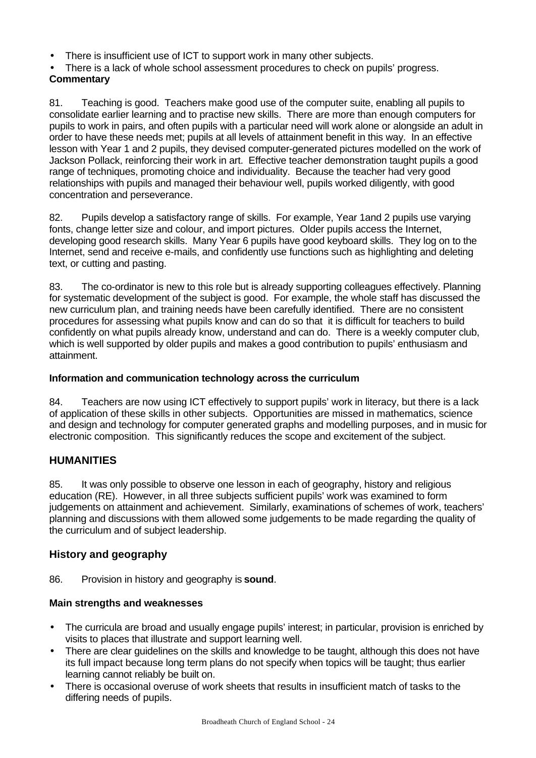- There is insufficient use of ICT to support work in many other subjects.
- There is a lack of whole school assessment procedures to check on pupils' progress.

**Commentary**

81. Teaching is good. Teachers make good use of the computer suite, enabling all pupils to consolidate earlier learning and to practise new skills. There are more than enough computers for pupils to work in pairs, and often pupils with a particular need will work alone or alongside an adult in order to have these needs met; pupils at all levels of attainment benefit in this way. In an effective lesson with Year 1 and 2 pupils, they devised computer-generated pictures modelled on the work of Jackson Pollack, reinforcing their work in art. Effective teacher demonstration taught pupils a good range of techniques, promoting choice and individuality. Because the teacher had very good relationships with pupils and managed their behaviour well, pupils worked diligently, with good concentration and perseverance.

82. Pupils develop a satisfactory range of skills. For example, Year 1and 2 pupils use varying fonts, change letter size and colour, and import pictures. Older pupils access the Internet, developing good research skills. Many Year 6 pupils have good keyboard skills. They log on to the Internet, send and receive e-mails, and confidently use functions such as highlighting and deleting text, or cutting and pasting.

83. The co-ordinator is new to this role but is already supporting colleagues effectively. Planning for systematic development of the subject is good. For example, the whole staff has discussed the new curriculum plan, and training needs have been carefully identified. There are no consistent procedures for assessing what pupils know and can do so that it is difficult for teachers to build confidently on what pupils already know, understand and can do. There is a weekly computer club, which is well supported by older pupils and makes a good contribution to pupils' enthusiasm and attainment.

**Information and communication technology across the curriculum**

84. Teachers are now using ICT effectively to support pupils' work in literacy, but there is a lack of application of these skills in other subjects. Opportunities are missed in mathematics, science and design and technology for computer generated graphs and modelling purposes, and in music for electronic composition. This significantly reduces the scope and excitement of the subject.

## HUMANITIES

85. It was only possible to observe one lesson in each of geography, history and religious education (RE). However, in all three subjects sufficient pupils' work was examined to form judgements on attainment and achievement. Similarly, examinations of schemes of work, teachers' planning and discussions with them allowed some judgements to be made regarding the quality of the curriculum and of subject leadership.

### History and geography

86. Provision in history and geography is **sound**.

**Main strengths and weaknesses**

- The curricula are broad and usually engage pupils' interest; in particular, provision is enriched by visits to places that illustrate and support learning well.
- There are clear guidelines on the skills and knowledge to be taught, although this does not have its full impact because long term plans do not specify when topics will be taught; thus earlier learning cannot reliably be built on.
- There is occasional overuse of work sheets that results in insufficient match of tasks to the differing needs of pupils.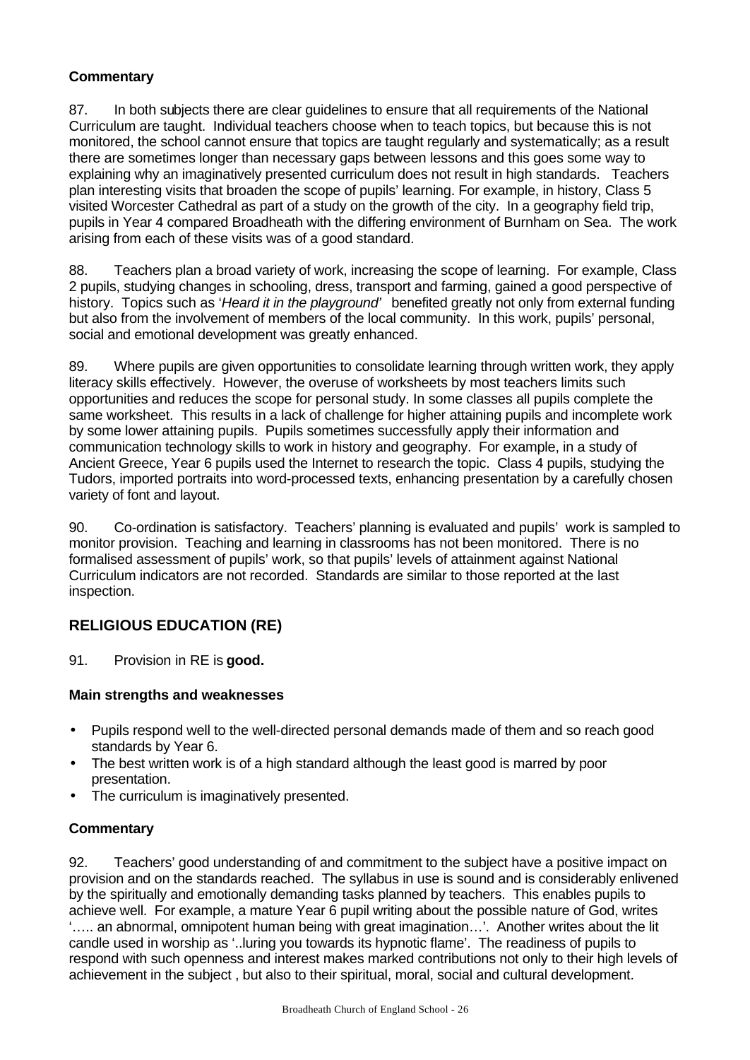### Commentary

87. In both subjects there are clear guidelines to ensure that all requirements of the National Curriculum are taught. Individual teachers choose when to teach topics, but because this is not monitored, the school cannot ensure that topics are taught regularly and systematically; as a result there are sometimes longer than necessary gaps between lessons and this goes some way to explaining why an imaginatively presented curriculum does not result in high standards. Teachers plan interesting visits that broaden the scope of pupils' learning. For example, in history, Class 5 visited Worcester Cathedral as part of a study on the growth of the city. In a geography field trip, pupils in Year 4 compared Broadheath with the differing environment of Burnham on Sea. The work arising from each of these visits was of a good standard.

88. Teachers plan a broad variety of work, increasing the scope of learning. For example, Class 2 pupils, studying changes in schooling, dress, transport and farming, gained a good perspective of history. Topics such as '*Heard it in the playground*' benefited greatly not only from external funding but also from the involvement of members of the local community. In this work, pupils' personal, social and emotional development was greatly enhanced.

89. Where pupils are given opportunities to consolidate learning through written work, they apply literacy skills effectively. However, the overuse of worksheets by most teachers limits such opportunities and reduces the scope for personal study. In some classes all pupils complete the same worksheet. This results in a lack of challenge for higher attaining pupils and incomplete work by some lower attaining pupils. Pupils sometimes successfully apply their information and communication technology skills to work in history and geography. For example, in a study of Ancient Greece, Year 6 pupils used the Internet to research the topic. Class 4 pupils, studying the Tudors, imported portraits into word-processed texts, enhancing presentation by a carefully chosen variety of font and layout.

90. Co-ordination is satisfactory. Teachers' planning is evaluated and pupils' work is sampled to monitor provision. Teaching and learning in classrooms has not been monitored. There is no formalised assessment of pupils' work, so that pupils' levels of attainment against National Curriculum indicators are not recorded. Standards are similar to those reported at the last inspection.

## RELIGIOUS EDUCATION (RE)

91. Provision in RE is **good.**

### Main strengths and weaknesses

- Pupils respond well to the well-directed personal demands made of them and so reach good standards by Year 6.
- The best written work is of a high standard although the least good is marred by poor presentation.
- The curriculum is imaginatively presented.

### Commentary

92. Teachers' good understanding of and commitment to the subject have a positive impact on provision and on the standards reached. The syllabus in use is sound and is considerably enlivened by the spiritually and emotionally demanding tasks planned by teachers. This enables pupils to achieve well. For example, a mature Year 6 pupil writing about the possible nature of God, writes '….. an abnormal, omnipotent human being with great imagination…'. Another writes about the lit candle used in worship as '..luring you towards its hypnotic flame'. The readiness of pupils to respond with such openness and interest makes marked contributions not only to their high levels of achievement in the subject , but also to their spiritual, moral, social and cultural development.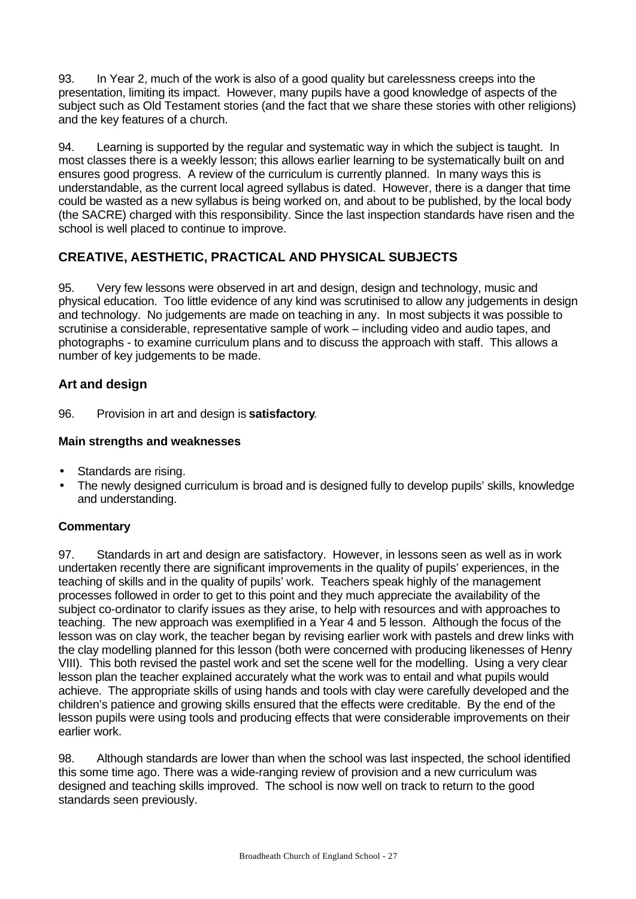93. In Year 2, much of the work is also of a good quality but carelessness creeps into the presentation, limiting its impact. However, many pupils have a good knowledge of aspects of the subject such as Old Testament stories (and the fact that we share these stories with other religions) and the key features of a church.

94. Learning is supported by the regular and systematic way in which the subject is taught. In most classes there is a weekly lesson; this allows earlier learning to be systematically built on and ensures good progress. A review of the curriculum is currently planned. In many ways this is understandable, as the current local agreed syllabus is dated. However, there is a danger that time could be wasted as a new syllabus is being worked on, and about to be published, by the local body (the SACRE) charged with this responsibility. Since the last inspection standards have risen and the school is well placed to continue to improve.

## CREATIVE, AESTHETIC, PRACTICAL AND PHYSICAL SUBJECTS

95. Very few lessons were observed in art and design, design and technology, music and physical education. Too little evidence of any kind was scrutinised to allow any judgements in design and technology. No judgements are made on teaching in any. In most subjects it was possible to scrutinise a considerable, representative sample of work – including video and audio tapes, and photographs - to examine curriculum plans and to discuss the approach with staff. This allows a number of key judgements to be made.

### Art and design

96. Provision in art and design is **satisfactory**.

#### Main strengths and weaknesses

- Standards are rising.
- The newly designed curriculum is broad and is designed fully to develop pupils' skills, knowledge and understanding.

#### Commentary

97. Standards in art and design are satisfactory. However, in lessons seen as well as in work undertaken recently there are significant improvements in the quality of pupils' experiences, in the teaching of skills and in the quality of pupils' work. Teachers speak highly of the management processes followed in order to get to this point and they much appreciate the availability of the subject co-ordinator to clarify issues as they arise, to help with resources and with approaches to teaching. The new approach was exemplified in a Year 4 and 5 lesson. Although the focus of the lesson was on clay work, the teacher began by revising earlier work with pastels and drew links with the clay modelling planned for this lesson (both were concerned with producing likenesses of Henry VIII). This both revised the pastel work and set the scene well for the modelling. Using a very clear lesson plan the teacher explained accurately what the work was to entail and what pupils would achieve. The appropriate skills of using hands and tools with clay were carefully developed and the children's patience and growing skills ensured that the effects were creditable. By the end of the lesson pupils were using tools and producing effects that were considerable improvements on their earlier work.

98. Although standards are lower than when the school was last inspected, the school identified this some time ago. There was a wide-ranging review of provision and a new curriculum was designed and teaching skills improved. The school is now well on track to return to the good standards seen previously.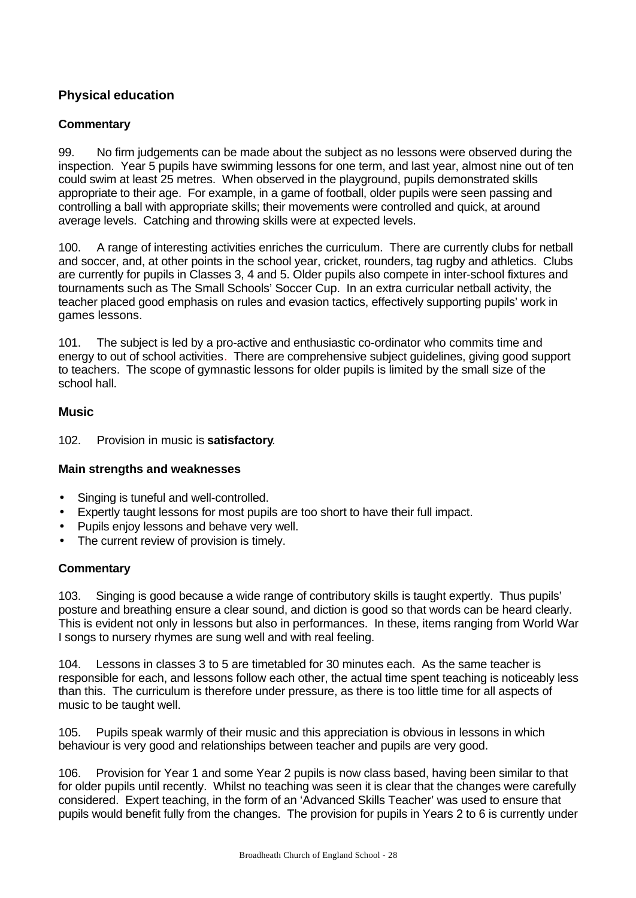## Physical education

### Commentary

99. No firm judgements can be made about the subject as no lessons were observed during the inspection. Year 5 pupils have swimming lessons for one term, and last year, almost nine out of ten could swim at least 25 metres. When observed in the playground, pupils demonstrated skills appropriate to their age. For example, in a game of football, older pupils were seen passing and controlling a ball with appropriate skills; their movements were controlled and quick, at around average levels. Catching and throwing skills were at expected levels.

100. A range of interesting activities enriches the curriculum. There are currently clubs for netball and soccer, and, at other points in the school year, cricket, rounders, tag rugby and athletics. Clubs are currently for pupils in Classes 3, 4 and 5. Older pupils also compete in inter-school fixtures and tournaments such as The Small Schools' Soccer Cup. In an extra curricular netball activity, the teacher placed good emphasis on rules and evasion tactics, effectively supporting pupils' work in games lessons.

101. The subject is led by a pro-active and enthusiastic co-ordinator who commits time and energy to out of school activities. There are comprehensive subject guidelines, giving good support to teachers. The scope of gymnastic lessons for older pupils is limited by the small size of the school hall.

## Music

102. Provision in music is **satisfactory**.

### Main strengths and weaknesses

- Singing is tuneful and well-controlled.
- Expertly taught lessons for most pupils are too short to have their full impact.
- Pupils enjoy lessons and behave very well.
- The current review of provision is timely.

### Commentary

103. Singing is good because a wide range of contributory skills is taught expertly. Thus pupils' posture and breathing ensure a clear sound, and diction is good so that words can be heard clearly. This is evident not only in lessons but also in performances. In these, items ranging from World War I songs to nursery rhymes are sung well and with real feeling.

104. Lessons in classes 3 to 5 are timetabled for 30 minutes each. As the same teacher is responsible for each, and lessons follow each other, the actual time spent teaching is noticeably less than this. The curriculum is therefore under pressure, as there is too little time for all aspects of music to be taught well.

105. Pupils speak warmly of their music and this appreciation is obvious in lessons in which behaviour is very good and relationships between teacher and pupils are very good.

106. Provision for Year 1 and some Year 2 pupils is now class based, having been similar to that for older pupils until recently. Whilst no teaching was seen it is clear that the changes were carefully considered. Expert teaching, in the form of an 'Advanced Skills Teacher' was used to ensure that pupils would benefit fully from the changes. The provision for pupils in Years 2 to 6 is currently under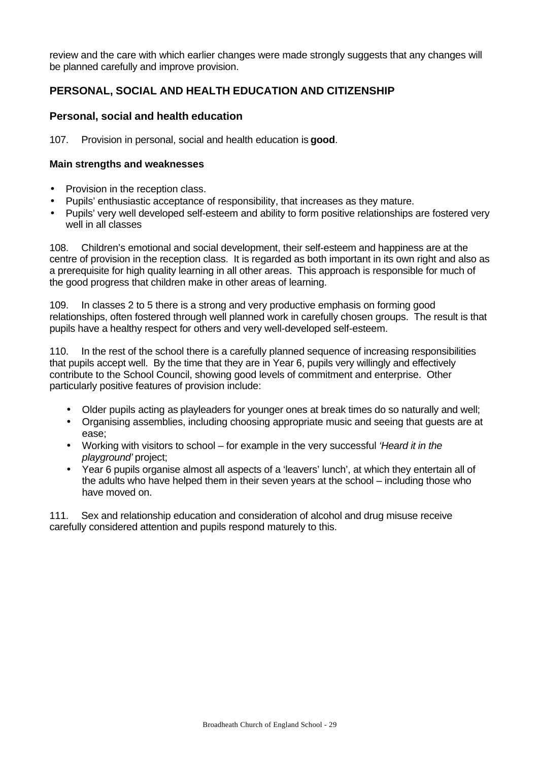review and the care with which earlier changes were made strongly suggests that any changes will be planned carefully and improve provision.

## PERSONAL, SOCIAL AND HEALTH EDUCATION AND CITIZENSHIP

### Personal, social and health education

107. Provision in personal, social and health education is **good**.

#### Main strengths and weaknesses

- Provision in the reception class.
- Pupils' enthusiastic acceptance of responsibility, that increases as they mature.
- Pupils' very well developed self-esteem and ability to form positive relationships are fostered very well in all classes

108. Children's emotional and social development, their self-esteem and happiness are at the centre of provision in the reception class. It is regarded as both important in its own right and also as a prerequisite for high quality learning in all other areas. This approach is responsible for much of the good progress that children make in other areas of learning.

109. In classes 2 to 5 there is a strong and very productive emphasis on forming good relationships, often fostered through well planned work in carefully chosen groups. The result is that pupils have a healthy respect for others and very well-developed self-esteem.

110. In the rest of the school there is a carefully planned sequence of increasing responsibilities that pupils accept well. By the time that they are in Year 6, pupils very willingly and effectively contribute to the School Council, showing good levels of commitment and enterprise. Other particularly positive features of provision include:

- Older pupils acting as playleaders for younger ones at break times do so naturally and well;
- Organising assemblies, including choosing appropriate music and seeing that guests are at ease;
- Working with visitors to school – for example in the very successful *'Heard it in the playground'* project;
- Year 6 pupils organise almost all aspects of a 'leavers' lunch', at which they entertain all of the adults who have helped them in their seven years at the school – including those who have moved on.

111. Sex and relationship education and consideration of alcohol and drug misuse receive carefully considered attention and pupils respond maturely to this.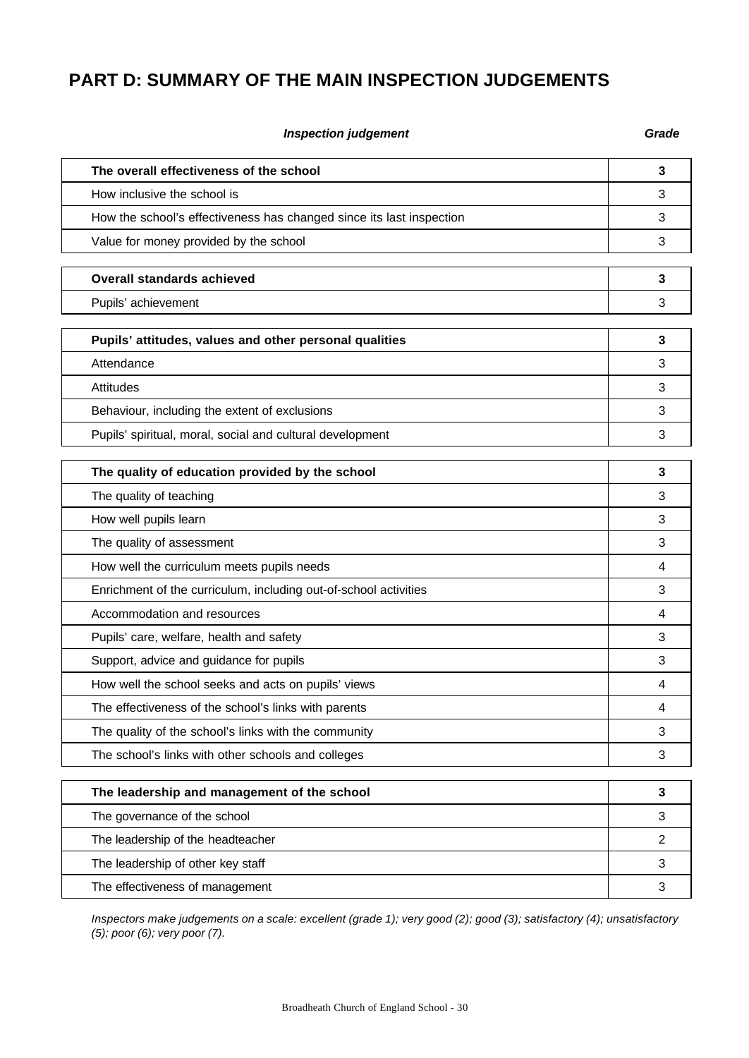# PART D: SUMMARY OF THE MAIN INSPECTION JUDGEMENTS

| *Inspection judgement* | *Grade* |
|---|---|
| **The overall effectiveness of the school** | **3** |
| How inclusive the school is | 3 |
| How the school's effectiveness has changed since its last inspection | 3 |
| Value for money provided by the school | 3 |
| **Overall standards achieved** | **3** |
| Pupils' achievement | 3 |
| **Pupils' attitudes, values and other personal qualities** | **3** |
| Attendance | 3 |
| Attitudes | 3 |
| Behaviour, including the extent of exclusions | 3 |
| Pupils' spiritual, moral, social and cultural development | 3 |
| **The quality of education provided by the school** | **3** |
| The quality of teaching | 3 |
| How well pupils learn | 3 |
| The quality of assessment | 3 |
| How well the curriculum meets pupils needs | 4 |
| Enrichment of the curriculum, including out-of-school activities | 3 |
| Accommodation and resources | 4 |
| Pupils' care, welfare, health and safety | 3 |
| Support, advice and guidance for pupils | 3 |
| How well the school seeks and acts on pupils' views | 4 |
| The effectiveness of the school's links with parents | 4 |
| The quality of the school's links with the community | 3 |
| The school's links with other schools and colleges | 3 |
| **The leadership and management of the school** | **3** |
| The governance of the school | 3 |
| The leadership of the headteacher | 2 |
| The leadership of other key staff | 3 |
| The effectiveness of management | 3 |

*Inspectors make judgements on a scale: excellent (grade 1); very good (2); good (3); satisfactory (4); unsatisfactory (5); poor (6); very poor (7).*